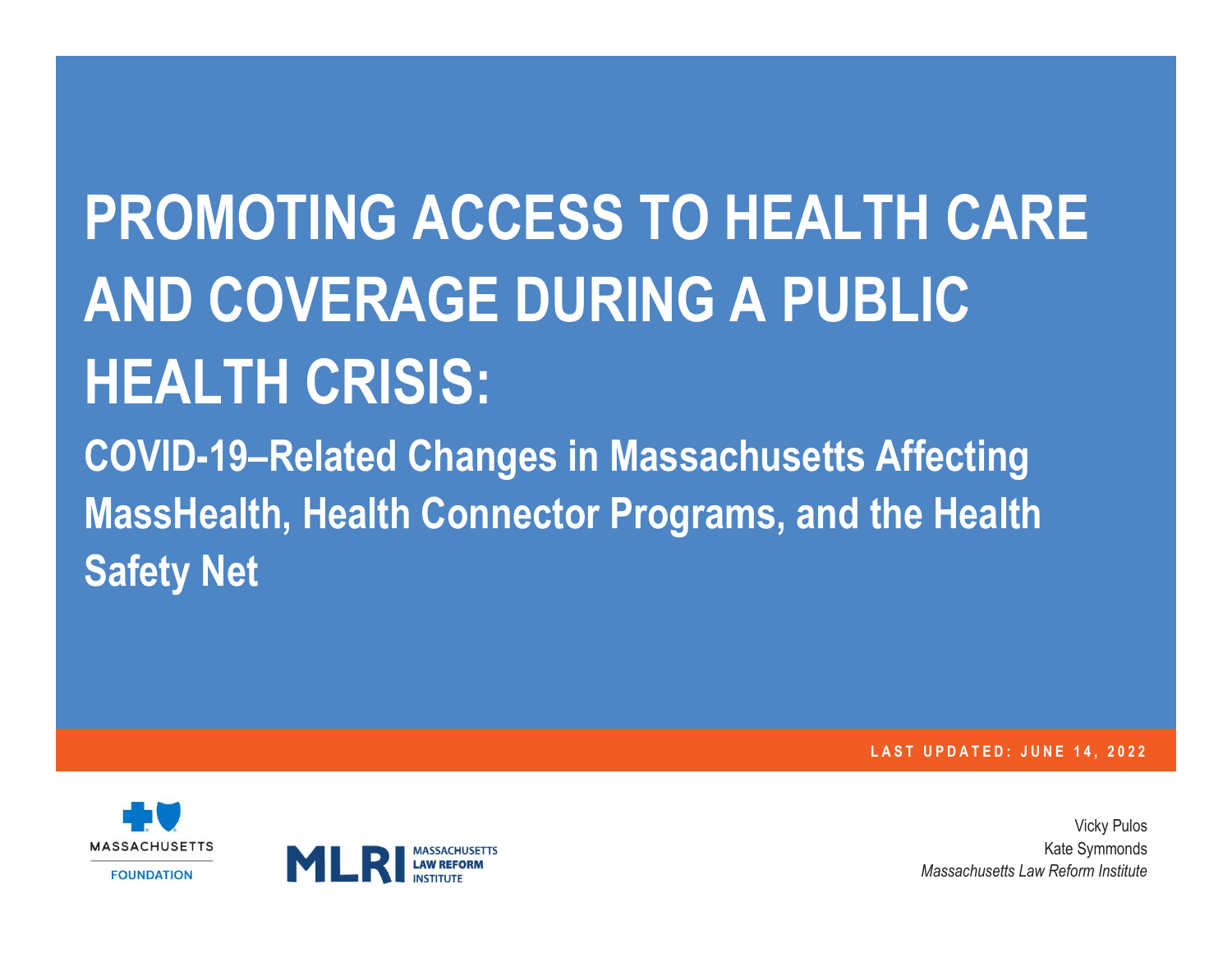# PROMOTING ACCESS TO HEALTH CARE AND COVERAGE DURING A PUBLIC HEALTH CRISIS:

## COVID-19–Related Changes in Massachusetts Affecting MassHealth, Health Connector Programs, and the Health Safety Net

LAST UPDATED: JUNE 14, 2022

MASSACHUSETTS FOUNDATION

MLRI MASSACHUSETTS LAW REFORM INSTITUTE

Vicky Pulos
Kate Symmonds
*Massachusetts Law Reform Institute*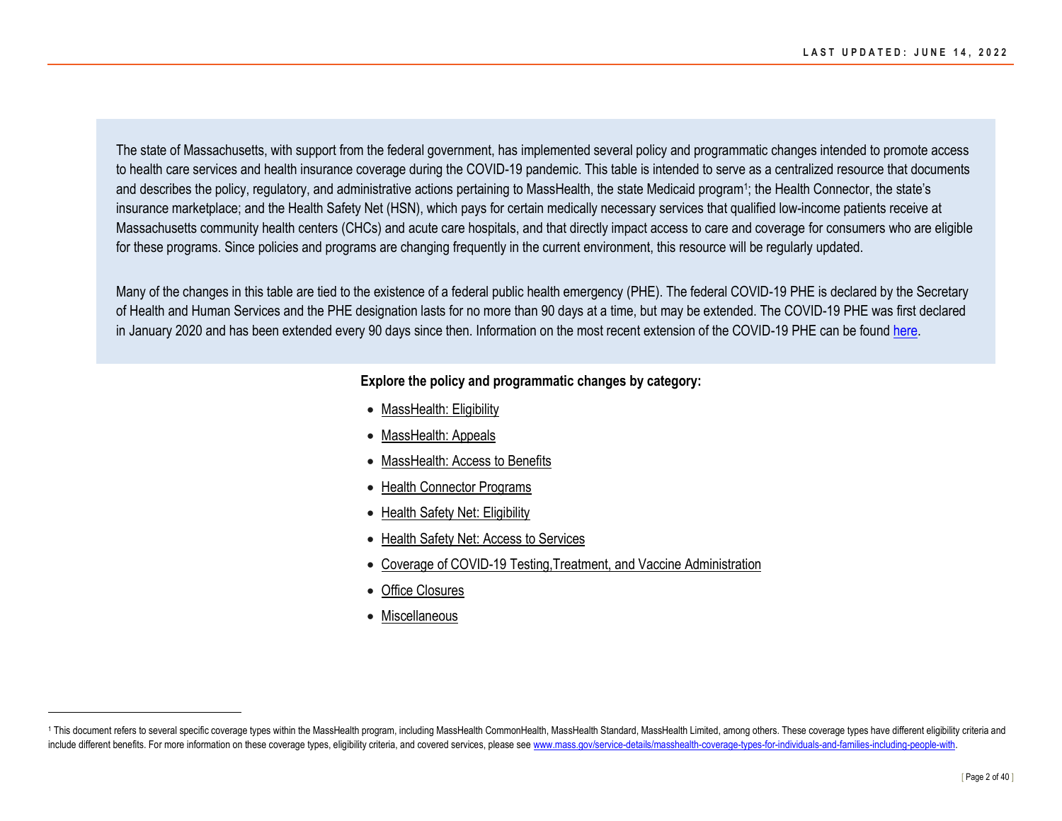The state of Massachusetts, with support from the federal government, has implemented several policy and programmatic changes intended to promote access to health care services and health insurance coverage during the COVID-19 pandemic. This table is intended to serve as a centralized resource that documents and describes the policy, regulatory, and administrative actions pertaining to MassHealth, the state Medicaid program[1]; the Health Connector, the state's insurance marketplace; and the Health Safety Net (HSN), which pays for certain medically necessary services that qualified low-income patients receive at Massachusetts community health centers (CHCs) and acute care hospitals, and that directly impact access to care and coverage for consumers who are eligible for these programs. Since policies and programs are changing frequently in the current environment, this resource will be regularly updated.

Many of the changes in this table are tied to the existence of a federal public health emergency (PHE). The federal COVID-19 PHE is declared by the Secretary of Health and Human Services and the PHE designation lasts for no more than 90 days at a time, but may be extended. The COVID-19 PHE was first declared in January 2020 and has been extended every 90 days since then. Information on the most recent extension of the COVID-19 PHE can be found here.

**Explore the policy and programmatic changes by category:**

- MassHealth: Eligibility
- MassHealth: Appeals
- MassHealth: Access to Benefits
- Health Connector Programs
- Health Safety Net: Eligibility
- Health Safety Net: Access to Services
- Coverage of COVID-19 Testing,Treatment, and Vaccine Administration
- Office Closures
- Miscellaneous

[1] This document refers to several specific coverage types within the MassHealth program, including MassHealth CommonHealth, MassHealth Standard, MassHealth Limited, among others. These coverage types have different eligibility criteria and include different benefits. For more information on these coverage types, eligibility criteria, and covered services, please see www.mass.gov/service-details/masshealth-coverage-types-for-individuals-and-families-including-people-with.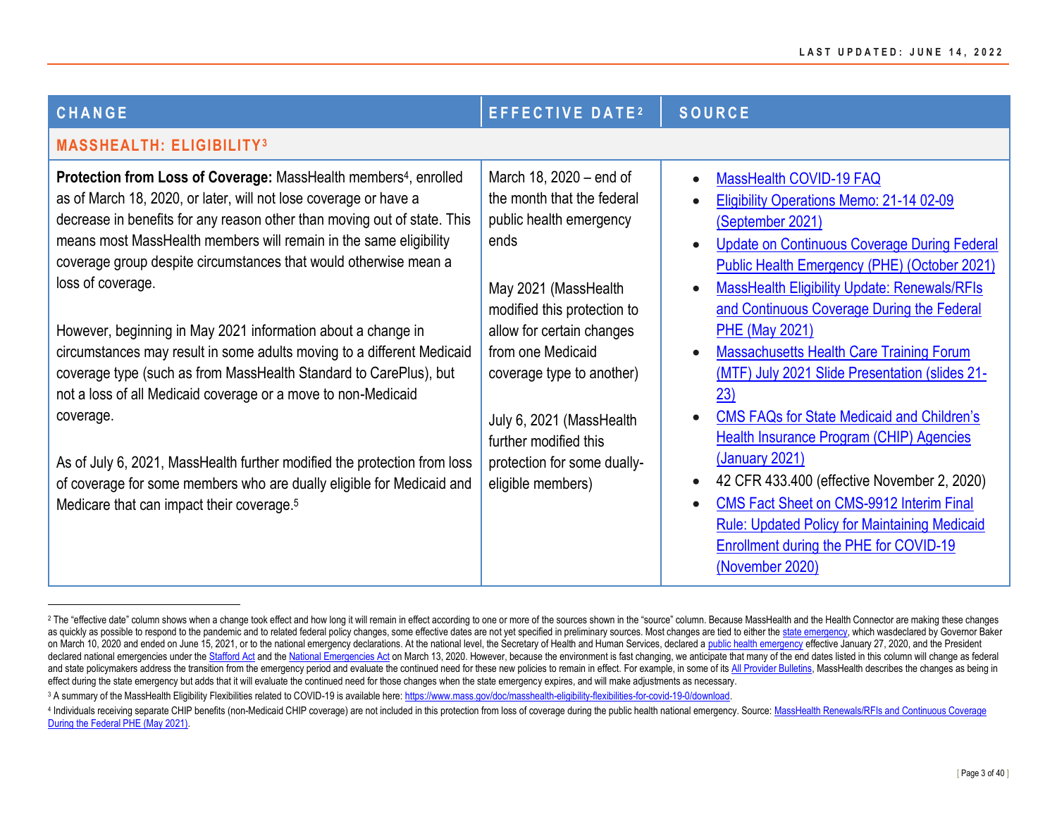| CHANGE | EFFECTIVE DATE[2] | SOURCE |
|---|---|---|
| **MASSHEALTH: ELIGIBILITY[3]** | | |
| **Protection from Loss of Coverage:** MassHealth members[4], enrolled as of March 18, 2020, or later, will not lose coverage or have a decrease in benefits for any reason other than moving out of state. This means most MassHealth members will remain in the same eligibility coverage group despite circumstances that would otherwise mean a loss of coverage.<br><br>However, beginning in May 2021 information about a change in circumstances may result in some adults moving to a different Medicaid coverage type (such as from MassHealth Standard to CarePlus), but not a loss of all Medicaid coverage or a move to non-Medicaid coverage.<br><br>As of July 6, 2021, MassHealth further modified the protection from loss of coverage for some members who are dually eligible for Medicaid and Medicare that can impact their coverage.[5] | March 18, 2020 – end of the month that the federal public health emergency ends<br><br>May 2021 (MassHealth modified this protection to allow for certain changes from one Medicaid coverage type to another)<br><br>July 6, 2021 (MassHealth further modified this protection for some dually-eligible members) | • MassHealth COVID-19 FAQ<br>• Eligibility Operations Memo: 21-14 02-09 (September 2021)<br>• Update on Continuous Coverage During Federal Public Health Emergency (PHE) (October 2021)<br>• MassHealth Eligibility Update: Renewals/RFIs and Continuous Coverage During the Federal PHE (May 2021)<br>• Massachusetts Health Care Training Forum (MTF) July 2021 Slide Presentation (slides 21-23)<br>• CMS FAQs for State Medicaid and Children's Health Insurance Program (CHIP) Agencies (January 2021)<br>• 42 CFR 433.400 (effective November 2, 2020)<br>• CMS Fact Sheet on CMS-9912 Interim Final Rule: Updated Policy for Maintaining Medicaid Enrollment during the PHE for COVID-19 (November 2020) |

[2] The "effective date" column shows when a change took effect and how long it will remain in effect according to one or more of the sources shown in the "source" column. Because MassHealth and the Health Connector are making these changes as quickly as possible to respond to the pandemic and to related federal policy changes, some effective dates are not yet specified in preliminary sources. Most changes are tied to either the state emergency, which wasdeclared by Governor Baker on March 10, 2020 and ended on June 15, 2021, or to the national emergency declarations. At the national level, the Secretary of Health and Human Services, declared a public health emergency effective January 27, 2020, and the President declared national emergencies under the Stafford Act and the National Emergencies Act on March 13, 2020. However, because the environment is fast changing, we anticipate that many of the end dates listed in this column will change as federal and state policymakers address the transition from the emergency period and evaluate the continued need for these new policies to remain in effect. For example, in some of its All Provider Bulletins, MassHealth describes the changes as being in effect during the state emergency but adds that it will evaluate the continued need for those changes when the state emergency expires, and will make adjustments as necessary.

[3] A summary of the MassHealth Eligibility Flexibilities related to COVID-19 is available here: https://www.mass.gov/doc/masshealth-eligibility-flexibilities-for-covid-19-0/download.

[4] Individuals receiving separate CHIP benefits (non-Medicaid CHIP coverage) are not included in this protection from loss of coverage during the public health national emergency. Source: MassHealth Renewals/RFIs and Continuous Coverage During the Federal PHE (May 2021).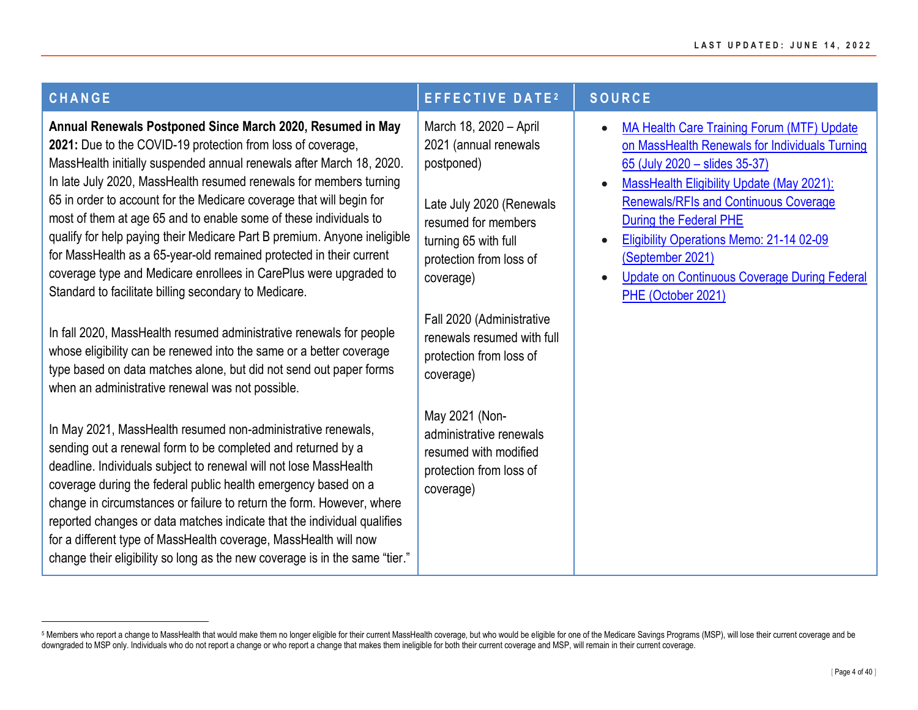| CHANGE | EFFECTIVE DATE[2] | SOURCE |
|---|---|---|
| **Annual Renewals Postponed Since March 2020, Resumed in May 2021:** Due to the COVID-19 protection from loss of coverage, MassHealth initially suspended annual renewals after March 18, 2020. In late July 2020, MassHealth resumed renewals for members turning 65 in order to account for the Medicare coverage that will begin for most of them at age 65 and to enable some of these individuals to qualify for help paying their Medicare Part B premium. Anyone ineligible for MassHealth as a 65-year-old remained protected in their current coverage type and Medicare enrollees in CarePlus were upgraded to Standard to facilitate billing secondary to Medicare.<br><br>In fall 2020, MassHealth resumed administrative renewals for people whose eligibility can be renewed into the same or a better coverage type based on data matches alone, but did not send out paper forms when an administrative renewal was not possible.<br><br>In May 2021, MassHealth resumed non-administrative renewals, sending out a renewal form to be completed and returned by a deadline. Individuals subject to renewal will not lose MassHealth coverage during the federal public health emergency based on a change in circumstances or failure to return the form. However, where reported changes or data matches indicate that the individual qualifies for a different type of MassHealth coverage, MassHealth will now change their eligibility so long as the new coverage is in the same "tier." | March 18, 2020 – April 2021 (annual renewals postponed)<br><br>Late July 2020 (Renewals resumed for members turning 65 with full protection from loss of coverage)<br><br>Fall 2020 (Administrative renewals resumed with full protection from loss of coverage)<br><br>May 2021 (Non-administrative renewals resumed with modified protection from loss of coverage) | • MA Health Care Training Forum (MTF) Update on MassHealth Renewals for Individuals Turning 65 (July 2020 – slides 35-37)<br>• MassHealth Eligibility Update (May 2021): Renewals/RFIs and Continuous Coverage During the Federal PHE<br>• Eligibility Operations Memo: 21-14 02-09 (September 2021)<br>• Update on Continuous Coverage During Federal PHE (October 2021) |

[5] Members who report a change to MassHealth that would make them no longer eligible for their current MassHealth coverage, but who would be eligible for one of the Medicare Savings Programs (MSP), will lose their current coverage and be downgraded to MSP only. Individuals who do not report a change or who report a change that makes them ineligible for both their current coverage and MSP, will remain in their current coverage.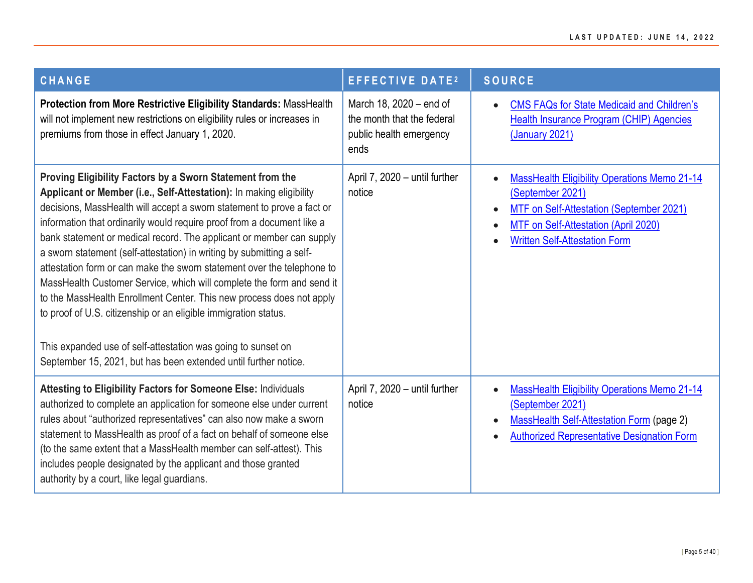| CHANGE | EFFECTIVE DATE[2] | SOURCE |
|---|---|---|
| **Protection from More Restrictive Eligibility Standards:** MassHealth will not implement new restrictions on eligibility rules or increases in premiums from those in effect January 1, 2020. | March 18, 2020 – end of the month that the federal public health emergency ends | • CMS FAQs for State Medicaid and Children's Health Insurance Program (CHIP) Agencies (January 2021) |
| **Proving Eligibility Factors by a Sworn Statement from the Applicant or Member (i.e., Self-Attestation):** In making eligibility decisions, MassHealth will accept a sworn statement to prove a fact or information that ordinarily would require proof from a document like a bank statement or medical record. The applicant or member can supply a sworn statement (self-attestation) in writing by submitting a self-attestation form or can make the sworn statement over the telephone to MassHealth Customer Service, which will complete the form and send it to the MassHealth Enrollment Center. This new process does not apply to proof of U.S. citizenship or an eligible immigration status.<br><br>This expanded use of self-attestation was going to sunset on September 15, 2021, but has been extended until further notice. | April 7, 2020 – until further notice | • MassHealth Eligibility Operations Memo 21-14 (September 2021)<br>• MTF on Self-Attestation (September 2021)<br>• MTF on Self-Attestation (April 2020)<br>• Written Self-Attestation Form |
| **Attesting to Eligibility Factors for Someone Else:** Individuals authorized to complete an application for someone else under current rules about "authorized representatives" can also now make a sworn statement to MassHealth as proof of a fact on behalf of someone else (to the same extent that a MassHealth member can self-attest). This includes people designated by the applicant and those granted authority by a court, like legal guardians. | April 7, 2020 – until further notice | • MassHealth Eligibility Operations Memo 21-14 (September 2021)<br>• MassHealth Self-Attestation Form (page 2)<br>• Authorized Representative Designation Form |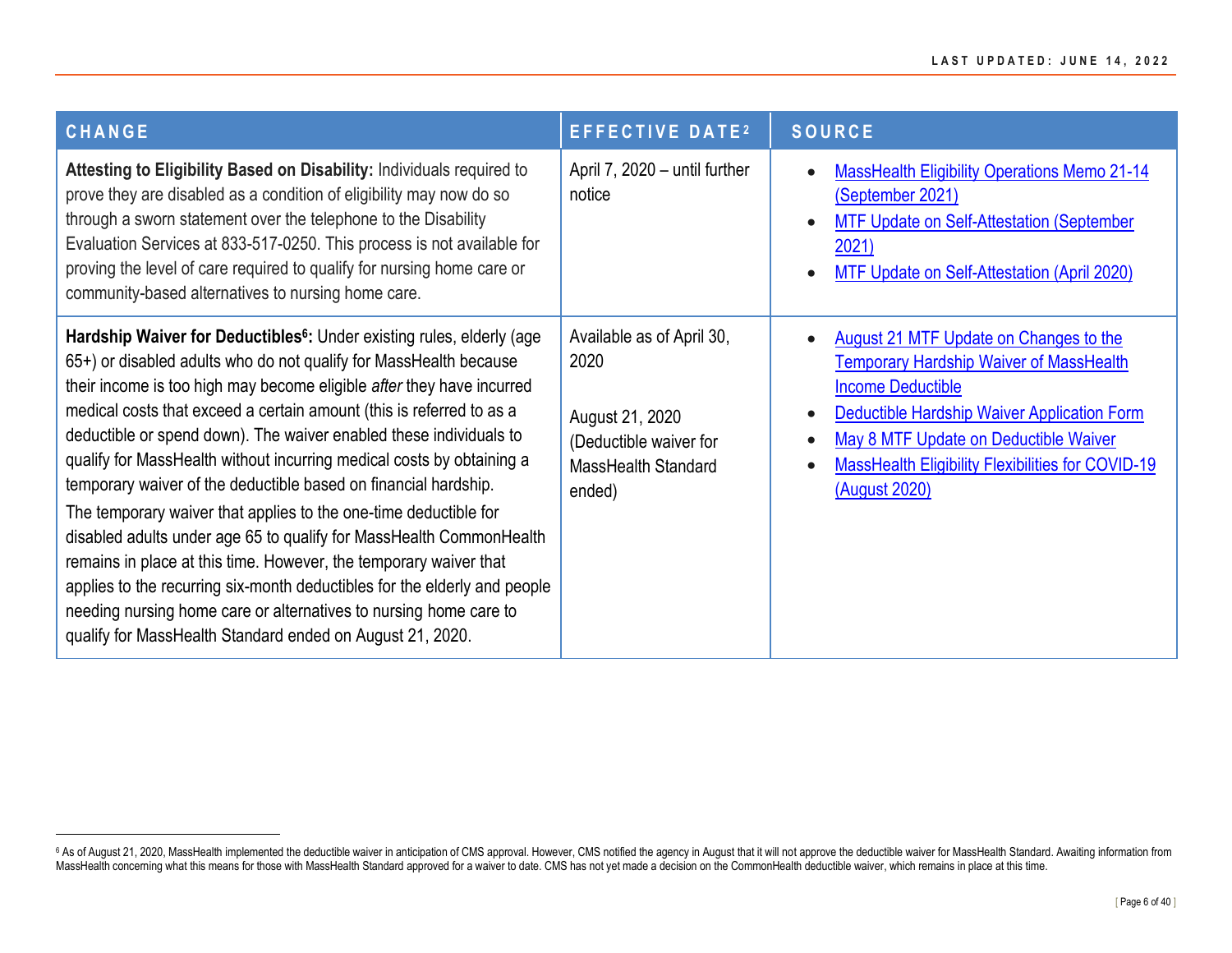| CHANGE | EFFECTIVE DATE[2] | SOURCE |
|---|---|---|
| **Attesting to Eligibility Based on Disability:** Individuals required to prove they are disabled as a condition of eligibility may now do so through a sworn statement over the telephone to the Disability Evaluation Services at 833-517-0250. This process is not available for proving the level of care required to qualify for nursing home care or community-based alternatives to nursing home care. | April 7, 2020 – until further notice | • MassHealth Eligibility Operations Memo 21-14 (September 2021)<br>• MTF Update on Self-Attestation (September 2021)<br>• MTF Update on Self-Attestation (April 2020) |
| **Hardship Waiver for Deductibles[6]:** Under existing rules, elderly (age 65+) or disabled adults who do not qualify for MassHealth because their income is too high may become eligible *after* they have incurred medical costs that exceed a certain amount (this is referred to as a deductible or spend down). The waiver enabled these individuals to qualify for MassHealth without incurring medical costs by obtaining a temporary waiver of the deductible based on financial hardship.<br>The temporary waiver that applies to the one-time deductible for disabled adults under age 65 to qualify for MassHealth CommonHealth remains in place at this time. However, the temporary waiver that applies to the recurring six-month deductibles for the elderly and people needing nursing home care or alternatives to nursing home care to qualify for MassHealth Standard ended on August 21, 2020. | Available as of April 30, 2020<br><br>August 21, 2020 (Deductible waiver for MassHealth Standard ended) | • August 21 MTF Update on Changes to the Temporary Hardship Waiver of MassHealth Income Deductible<br>• Deductible Hardship Waiver Application Form<br>• May 8 MTF Update on Deductible Waiver<br>• MassHealth Eligibility Flexibilities for COVID-19 (August 2020) |

[6] As of August 21, 2020, MassHealth implemented the deductible waiver in anticipation of CMS approval. However, CMS notified the agency in August that it will not approve the deductible waiver for MassHealth Standard. Awaiting information from MassHealth concerning what this means for those with MassHealth Standard approved for a waiver to date. CMS has not yet made a decision on the CommonHealth deductible waiver, which remains in place at this time.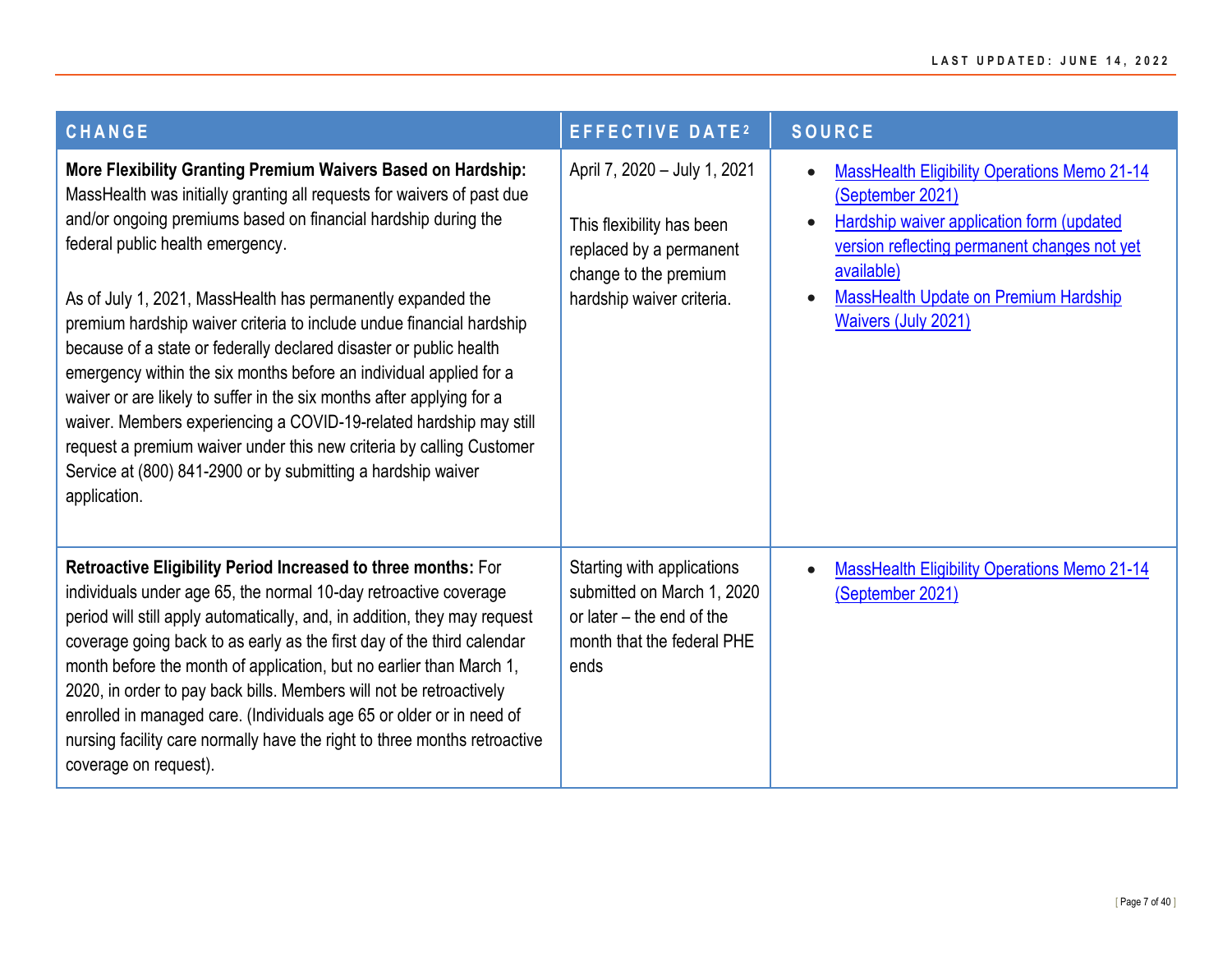| CHANGE | EFFECTIVE DATE[2] | SOURCE |
|---|---|---|
| **More Flexibility Granting Premium Waivers Based on Hardship:** MassHealth was initially granting all requests for waivers of past due and/or ongoing premiums based on financial hardship during the federal public health emergency.<br><br>As of July 1, 2021, MassHealth has permanently expanded the premium hardship waiver criteria to include undue financial hardship because of a state or federally declared disaster or public health emergency within the six months before an individual applied for a waiver or are likely to suffer in the six months after applying for a waiver. Members experiencing a COVID-19-related hardship may still request a premium waiver under this new criteria by calling Customer Service at (800) 841-2900 or by submitting a hardship waiver application. | April 7, 2020 – July 1, 2021<br><br>This flexibility has been replaced by a permanent change to the premium hardship waiver criteria. | • MassHealth Eligibility Operations Memo 21-14 (September 2021)<br>• Hardship waiver application form (updated version reflecting permanent changes not yet available)<br>• MassHealth Update on Premium Hardship Waivers (July 2021) |
| **Retroactive Eligibility Period Increased to three months:** For individuals under age 65, the normal 10-day retroactive coverage period will still apply automatically, and, in addition, they may request coverage going back to as early as the first day of the third calendar month before the month of application, but no earlier than March 1, 2020, in order to pay back bills. Members will not be retroactively enrolled in managed care. (Individuals age 65 or older or in need of nursing facility care normally have the right to three months retroactive coverage on request). | Starting with applications submitted on March 1, 2020 or later – the end of the month that the federal PHE ends | • MassHealth Eligibility Operations Memo 21-14 (September 2021) |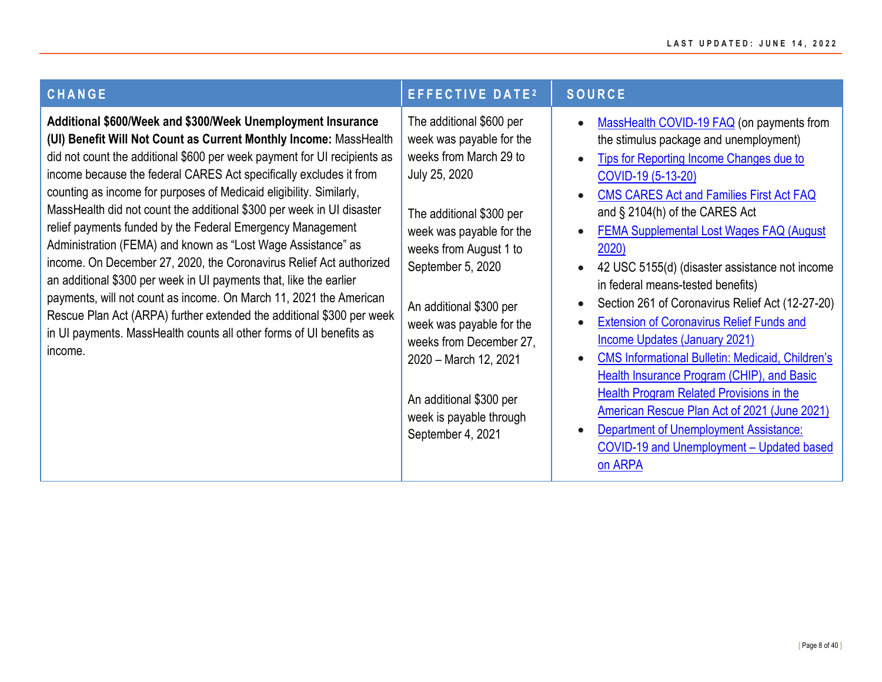| CHANGE | EFFECTIVE DATE[2] | SOURCE |
|---|---|---|
| **Additional $600/Week and $300/Week Unemployment Insurance (UI) Benefit Will Not Count as Current Monthly Income:** MassHealth did not count the additional $600 per week payment for UI recipients as income because the federal CARES Act specifically excludes it from counting as income for purposes of Medicaid eligibility. Similarly, MassHealth did not count the additional $300 per week in UI disaster relief payments funded by the Federal Emergency Management Administration (FEMA) and known as "Lost Wage Assistance" as income. On December 27, 2020, the Coronavirus Relief Act authorized an additional $300 per week in UI payments that, like the earlier payments, will not count as income. On March 11, 2021 the American Rescue Plan Act (ARPA) further extended the additional $300 per week in UI payments. MassHealth counts all other forms of UI benefits as income. | The additional $600 per week was payable for the weeks from March 29 to July 25, 2020<br><br>The additional $300 per week was payable for the weeks from August 1 to September 5, 2020<br><br>An additional $300 per week was payable for the weeks from December 27, 2020 – March 12, 2021<br><br>An additional $300 per week is payable through September 4, 2021 | • MassHealth COVID-19 FAQ (on payments from the stimulus package and unemployment)<br>• Tips for Reporting Income Changes due to COVID-19 (5-13-20)<br>• CMS CARES Act and Families First Act FAQ and § 2104(h) of the CARES Act<br>• FEMA Supplemental Lost Wages FAQ (August 2020)<br>• 42 USC 5155(d) (disaster assistance not income in federal means-tested benefits)<br>• Section 261 of Coronavirus Relief Act (12-27-20)<br>• Extension of Coronavirus Relief Funds and Income Updates (January 2021)<br>• CMS Informational Bulletin: Medicaid, Children's Health Insurance Program (CHIP), and Basic Health Program Related Provisions in the American Rescue Plan Act of 2021 (June 2021)<br>• Department of Unemployment Assistance: COVID-19 and Unemployment – Updated based on ARPA |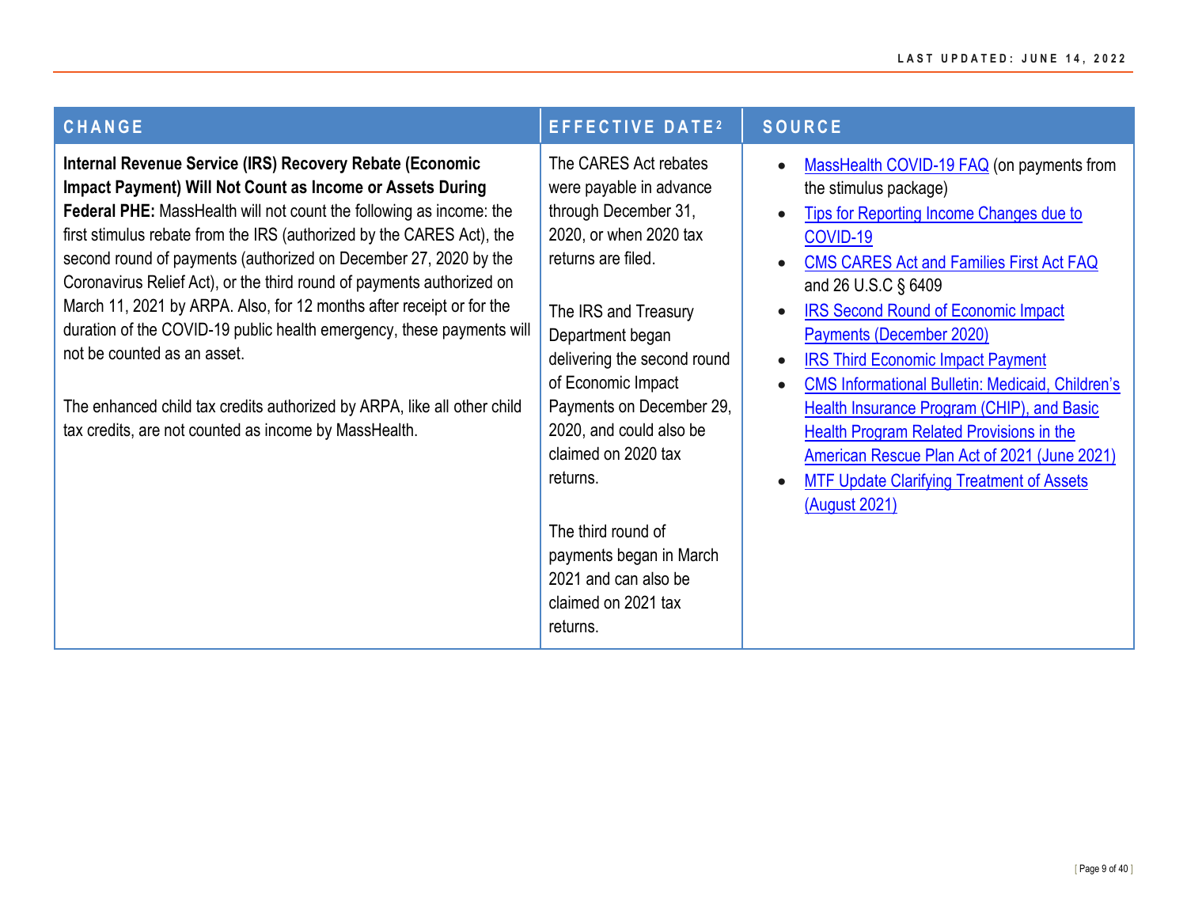| CHANGE | EFFECTIVE DATE[2] | SOURCE |
|---|---|---|
| **Internal Revenue Service (IRS) Recovery Rebate (Economic Impact Payment) Will Not Count as Income or Assets During Federal PHE:** MassHealth will not count the following as income: the first stimulus rebate from the IRS (authorized by the CARES Act), the second round of payments (authorized on December 27, 2020 by the Coronavirus Relief Act), or the third round of payments authorized on March 11, 2021 by ARPA. Also, for 12 months after receipt or for the duration of the COVID-19 public health emergency, these payments will not be counted as an asset.<br><br>The enhanced child tax credits authorized by ARPA, like all other child tax credits, are not counted as income by MassHealth. | The CARES Act rebates were payable in advance through December 31, 2020, or when 2020 tax returns are filed.<br><br>The IRS and Treasury Department began delivering the second round of Economic Impact Payments on December 29, 2020, and could also be claimed on 2020 tax returns.<br><br>The third round of payments began in March 2021 and can also be claimed on 2021 tax returns. | • MassHealth COVID-19 FAQ (on payments from the stimulus package)<br>• Tips for Reporting Income Changes due to COVID-19<br>• CMS CARES Act and Families First Act FAQ and 26 U.S.C § 6409<br>• IRS Second Round of Economic Impact Payments (December 2020)<br>• IRS Third Economic Impact Payment<br>• CMS Informational Bulletin: Medicaid, Children's Health Insurance Program (CHIP), and Basic Health Program Related Provisions in the American Rescue Plan Act of 2021 (June 2021)<br>• MTF Update Clarifying Treatment of Assets (August 2021) |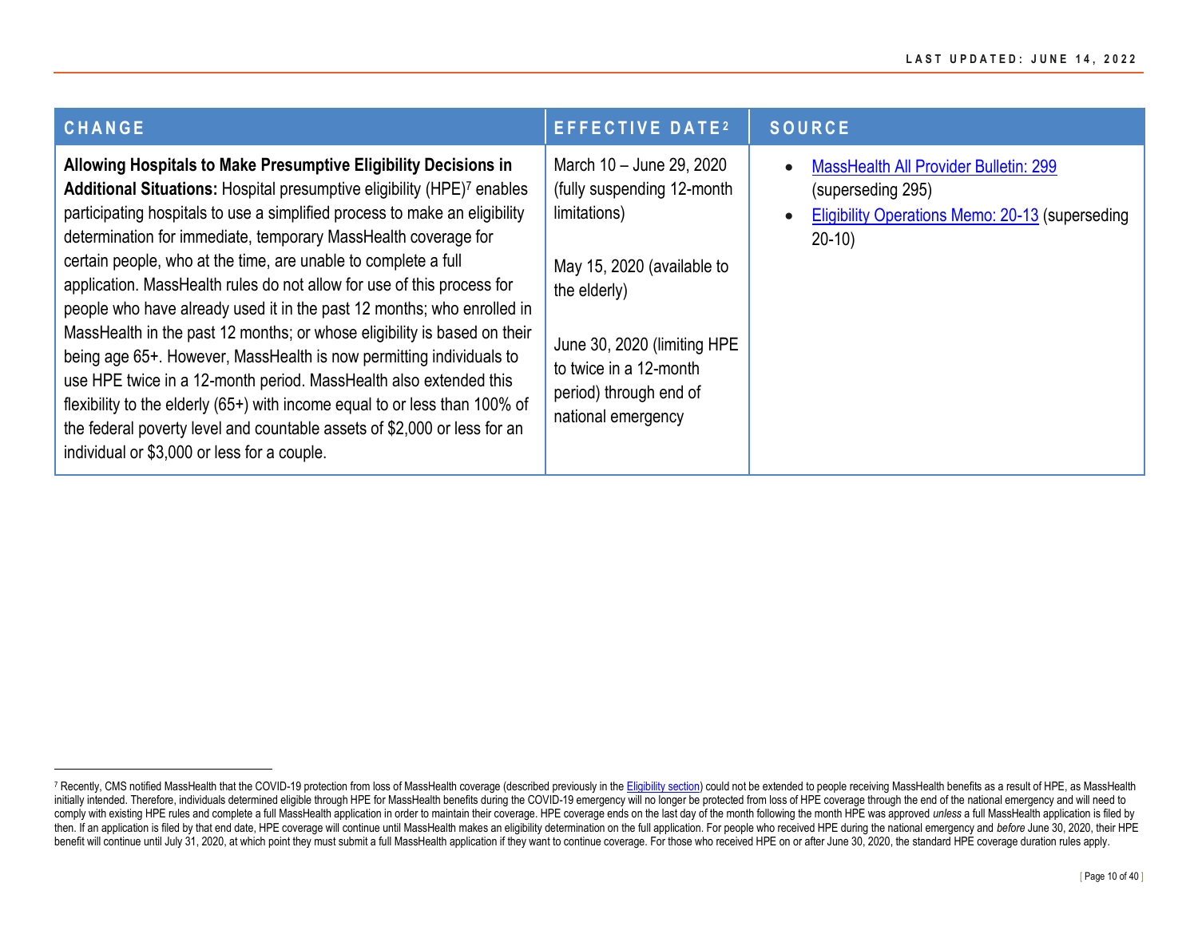| CHANGE | EFFECTIVE DATE[2] | SOURCE |
|---|---|---|
| **Allowing Hospitals to Make Presumptive Eligibility Decisions in Additional Situations:** Hospital presumptive eligibility (HPE)[7] enables participating hospitals to use a simplified process to make an eligibility determination for immediate, temporary MassHealth coverage for certain people, who at the time, are unable to complete a full application. MassHealth rules do not allow for use of this process for people who have already used it in the past 12 months; who enrolled in MassHealth in the past 12 months; or whose eligibility is based on their being age 65+. However, MassHealth is now permitting individuals to use HPE twice in a 12-month period. MassHealth also extended this flexibility to the elderly (65+) with income equal to or less than 100% of the federal poverty level and countable assets of $2,000 or less for an individual or $3,000 or less for a couple. | March 10 – June 29, 2020 (fully suspending 12-month limitations)<br><br>May 15, 2020 (available to the elderly)<br><br>June 30, 2020 (limiting HPE to twice in a 12-month period) through end of national emergency | • MassHealth All Provider Bulletin: 299 (superseding 295)<br>• Eligibility Operations Memo: 20-13 (superseding 20-10) |

[7] Recently, CMS notified MassHealth that the COVID-19 protection from loss of MassHealth coverage (described previously in the Eligibility section) could not be extended to people receiving MassHealth benefits as a result of HPE, as MassHealth initially intended. Therefore, individuals determined eligible through HPE for MassHealth benefits during the COVID-19 emergency will no longer be protected from loss of HPE coverage through the end of the national emergency and will need to comply with existing HPE rules and complete a full MassHealth application in order to maintain their coverage. HPE coverage ends on the last day of the month following the month HPE was approved *unless* a full MassHealth application is filed by then. If an application is filed by that end date, HPE coverage will continue until MassHealth makes an eligibility determination on the full application. For people who received HPE during the national emergency and *before* June 30, 2020, their HPE benefit will continue until July 31, 2020, at which point they must submit a full MassHealth application if they want to continue coverage. For those who received HPE on or after June 30, 2020, the standard HPE coverage duration rules apply.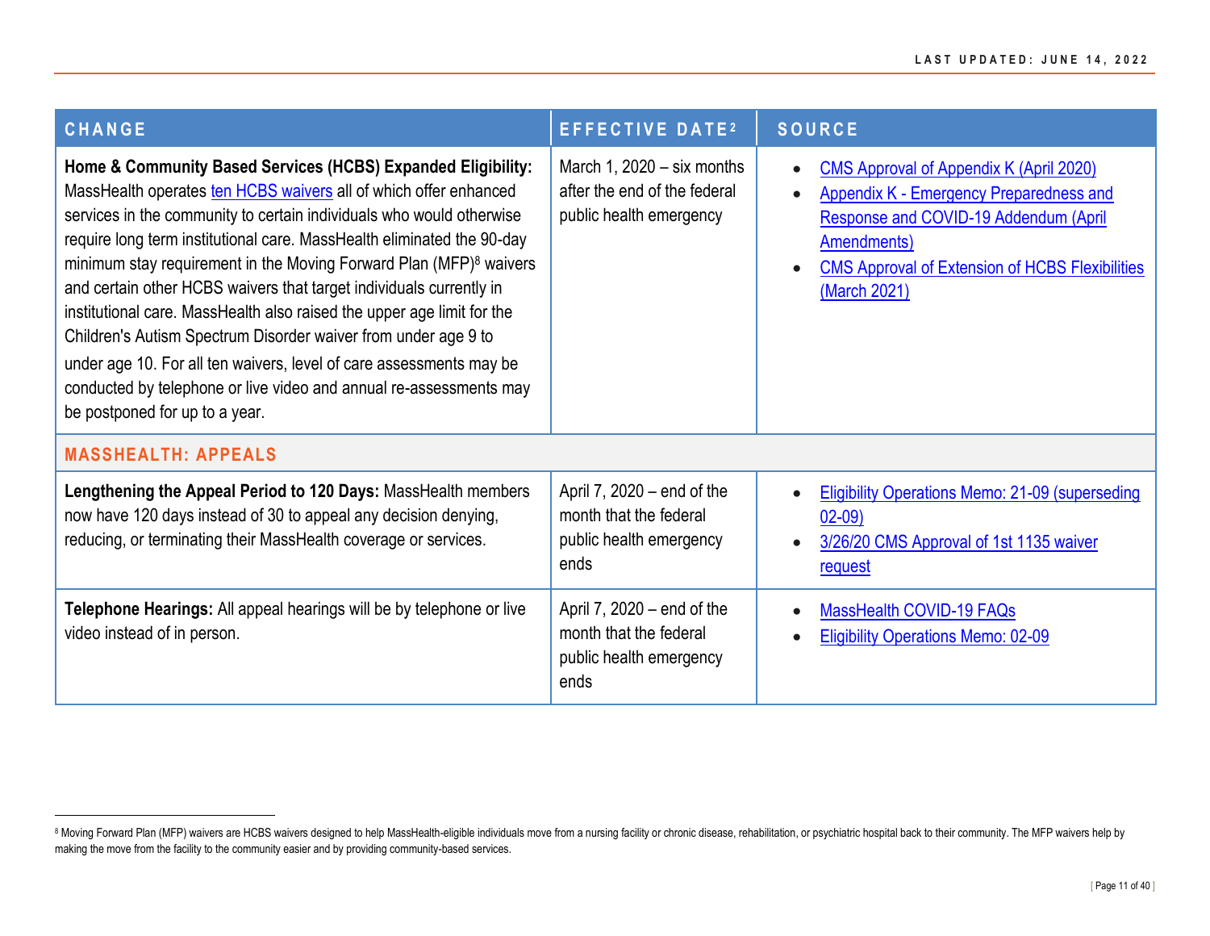| CHANGE | EFFECTIVE DATE[2] | SOURCE |
|---|---|---|
| **Home & Community Based Services (HCBS) Expanded Eligibility:** MassHealth operates ten HCBS waivers all of which offer enhanced services in the community to certain individuals who would otherwise require long term institutional care. MassHealth eliminated the 90-day minimum stay requirement in the Moving Forward Plan (MFP)[8] waivers and certain other HCBS waivers that target individuals currently in institutional care. MassHealth also raised the upper age limit for the Children's Autism Spectrum Disorder waiver from under age 9 to under age 10. For all ten waivers, level of care assessments may be conducted by telephone or live video and annual re-assessments may be postponed for up to a year. | March 1, 2020 – six months after the end of the federal public health emergency | • CMS Approval of Appendix K (April 2020)<br>• Appendix K - Emergency Preparedness and Response and COVID-19 Addendum (April Amendments)<br>• CMS Approval of Extension of HCBS Flexibilities (March 2021) |
| **MASSHEALTH: APPEALS** | | |
| **Lengthening the Appeal Period to 120 Days:** MassHealth members now have 120 days instead of 30 to appeal any decision denying, reducing, or terminating their MassHealth coverage or services. | April 7, 2020 – end of the month that the federal public health emergency ends | • Eligibility Operations Memo: 21-09 (superseding 02-09)<br>• 3/26/20 CMS Approval of 1st 1135 waiver request |
| **Telephone Hearings:** All appeal hearings will be by telephone or live video instead of in person. | April 7, 2020 – end of the month that the federal public health emergency ends | • MassHealth COVID-19 FAQs<br>• Eligibility Operations Memo: 02-09 |

[8] Moving Forward Plan (MFP) waivers are HCBS waivers designed to help MassHealth-eligible individuals move from a nursing facility or chronic disease, rehabilitation, or psychiatric hospital back to their community. The MFP waivers help by making the move from the facility to the community easier and by providing community-based services.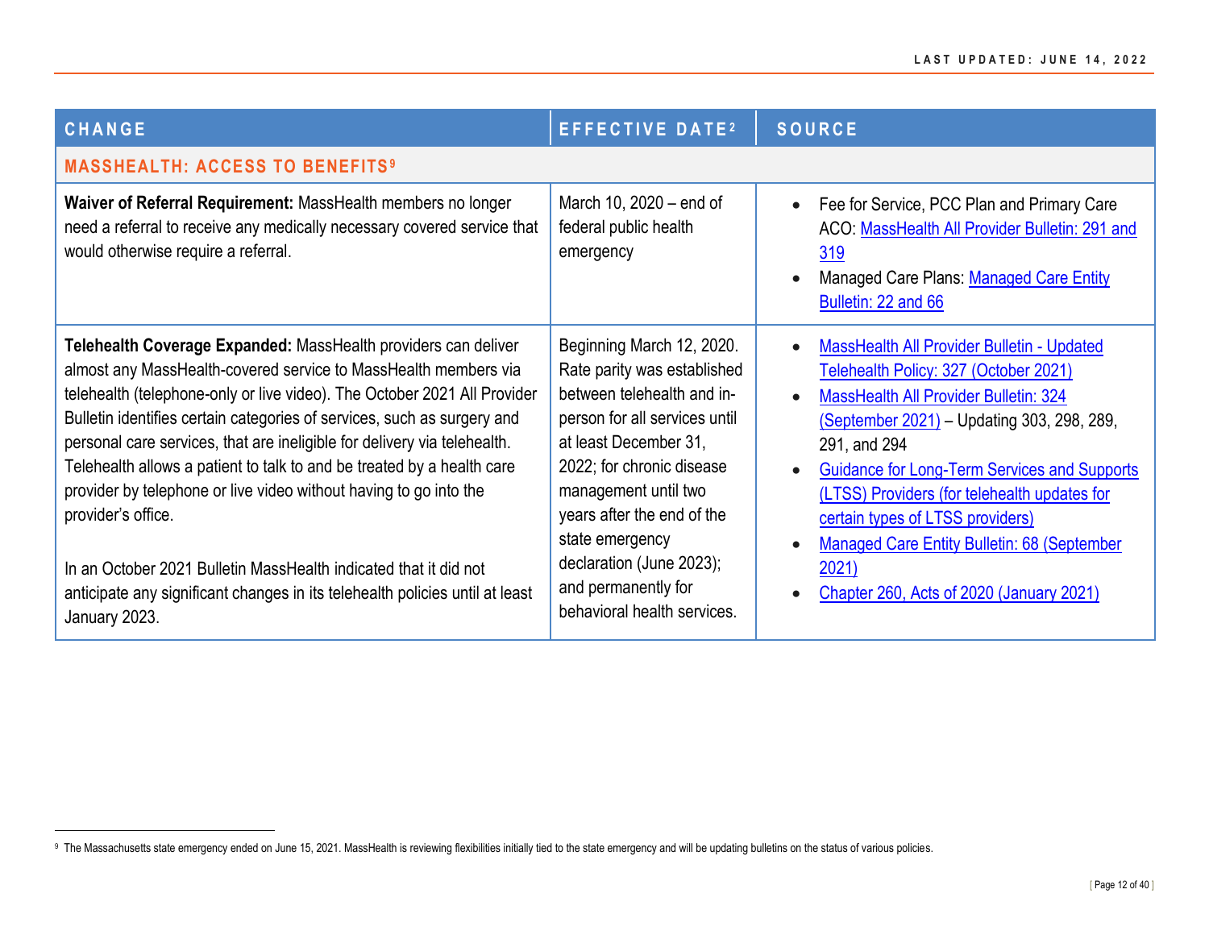| CHANGE | EFFECTIVE DATE[2] | SOURCE |
|---|---|---|
| **MASSHEALTH: ACCESS TO BENEFITS[9]** | | |
| **Waiver of Referral Requirement:** MassHealth members no longer need a referral to receive any medically necessary covered service that would otherwise require a referral. | March 10, 2020 – end of federal public health emergency | • Fee for Service, PCC Plan and Primary Care ACO: MassHealth All Provider Bulletin: 291 and 319<br>• Managed Care Plans: Managed Care Entity Bulletin: 22 and 66 |
| **Telehealth Coverage Expanded:** MassHealth providers can deliver almost any MassHealth-covered service to MassHealth members via telehealth (telephone-only or live video). The October 2021 All Provider Bulletin identifies certain categories of services, such as surgery and personal care services, that are ineligible for delivery via telehealth. Telehealth allows a patient to talk to and be treated by a health care provider by telephone or live video without having to go into the provider's office.<br><br>In an October 2021 Bulletin MassHealth indicated that it did not anticipate any significant changes in its telehealth policies until at least January 2023. | Beginning March 12, 2020. Rate parity was established between telehealth and in-person for all services until at least December 31, 2022; for chronic disease management until two years after the end of the state emergency declaration (June 2023); and permanently for behavioral health services. | • MassHealth All Provider Bulletin - Updated Telehealth Policy: 327 (October 2021)<br>• MassHealth All Provider Bulletin: 324 (September 2021) – Updating 303, 298, 289, 291, and 294<br>• Guidance for Long-Term Services and Supports (LTSS) Providers (for telehealth updates for certain types of LTSS providers)<br>• Managed Care Entity Bulletin: 68 (September 2021)<br>• Chapter 260, Acts of 2020 (January 2021) |

[9] The Massachusetts state emergency ended on June 15, 2021. MassHealth is reviewing flexibilities initially tied to the state emergency and will be updating bulletins on the status of various policies.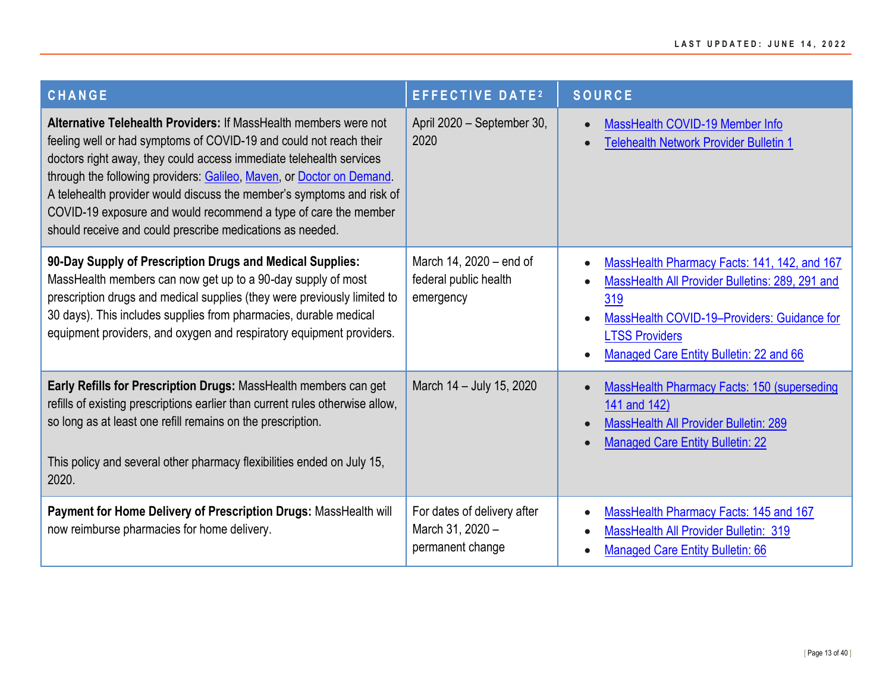| CHANGE | EFFECTIVE DATE[2] | SOURCE |
| --- | --- | --- |
| **Alternative Telehealth Providers:** If MassHealth members were not feeling well or had symptoms of COVID-19 and could not reach their doctors right away, they could access immediate telehealth services through the following providers: Galileo, Maven, or Doctor on Demand. A telehealth provider would discuss the member's symptoms and risk of COVID-19 exposure and would recommend a type of care the member should receive and could prescribe medications as needed. | April 2020 – September 30, 2020 | • MassHealth COVID-19 Member Info<br>• Telehealth Network Provider Bulletin 1 |
| **90-Day Supply of Prescription Drugs and Medical Supplies:** MassHealth members can now get up to a 90-day supply of most prescription drugs and medical supplies (they were previously limited to 30 days). This includes supplies from pharmacies, durable medical equipment providers, and oxygen and respiratory equipment providers. | March 14, 2020 – end of federal public health emergency | • MassHealth Pharmacy Facts: 141, 142, and 167<br>• MassHealth All Provider Bulletins: 289, 291 and 319<br>• MassHealth COVID-19–Providers: Guidance for LTSS Providers<br>• Managed Care Entity Bulletin: 22 and 66 |
| **Early Refills for Prescription Drugs:** MassHealth members can get refills of existing prescriptions earlier than current rules otherwise allow, so long as at least one refill remains on the prescription.<br><br>This policy and several other pharmacy flexibilities ended on July 15, 2020. | March 14 – July 15, 2020 | • MassHealth Pharmacy Facts: 150 (superseding 141 and 142)<br>• MassHealth All Provider Bulletin: 289<br>• Managed Care Entity Bulletin: 22 |
| **Payment for Home Delivery of Prescription Drugs:** MassHealth will now reimburse pharmacies for home delivery. | For dates of delivery after March 31, 2020 – permanent change | • MassHealth Pharmacy Facts: 145 and 167<br>• MassHealth All Provider Bulletin: 319<br>• Managed Care Entity Bulletin: 66 |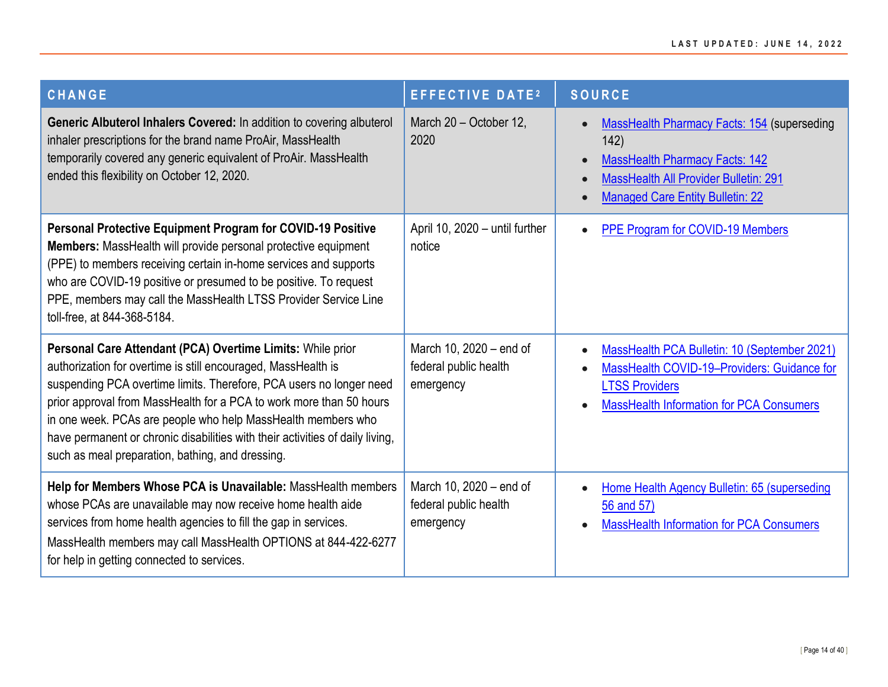| CHANGE | EFFECTIVE DATE[2] | SOURCE |
|---|---|---|
| **Generic Albuterol Inhalers Covered:** In addition to covering albuterol inhaler prescriptions for the brand name ProAir, MassHealth temporarily covered any generic equivalent of ProAir. MassHealth ended this flexibility on October 12, 2020. | March 20 – October 12, 2020 | • MassHealth Pharmacy Facts: 154 (superseding 142)<br>• MassHealth Pharmacy Facts: 142<br>• MassHealth All Provider Bulletin: 291<br>• Managed Care Entity Bulletin: 22 |
| **Personal Protective Equipment Program for COVID-19 Positive Members:** MassHealth will provide personal protective equipment (PPE) to members receiving certain in-home services and supports who are COVID-19 positive or presumed to be positive. To request PPE, members may call the MassHealth LTSS Provider Service Line toll-free, at 844-368-5184. | April 10, 2020 – until further notice | • PPE Program for COVID-19 Members |
| **Personal Care Attendant (PCA) Overtime Limits:** While prior authorization for overtime is still encouraged, MassHealth is suspending PCA overtime limits. Therefore, PCA users no longer need prior approval from MassHealth for a PCA to work more than 50 hours in one week. PCAs are people who help MassHealth members who have permanent or chronic disabilities with their activities of daily living, such as meal preparation, bathing, and dressing. | March 10, 2020 – end of federal public health emergency | • MassHealth PCA Bulletin: 10 (September 2021)<br>• MassHealth COVID-19–Providers: Guidance for LTSS Providers<br>• MassHealth Information for PCA Consumers |
| **Help for Members Whose PCA is Unavailable:** MassHealth members whose PCAs are unavailable may now receive home health aide services from home health agencies to fill the gap in services. MassHealth members may call MassHealth OPTIONS at 844-422-6277 for help in getting connected to services. | March 10, 2020 – end of federal public health emergency | • Home Health Agency Bulletin: 65 (superseding 56 and 57)<br>• MassHealth Information for PCA Consumers |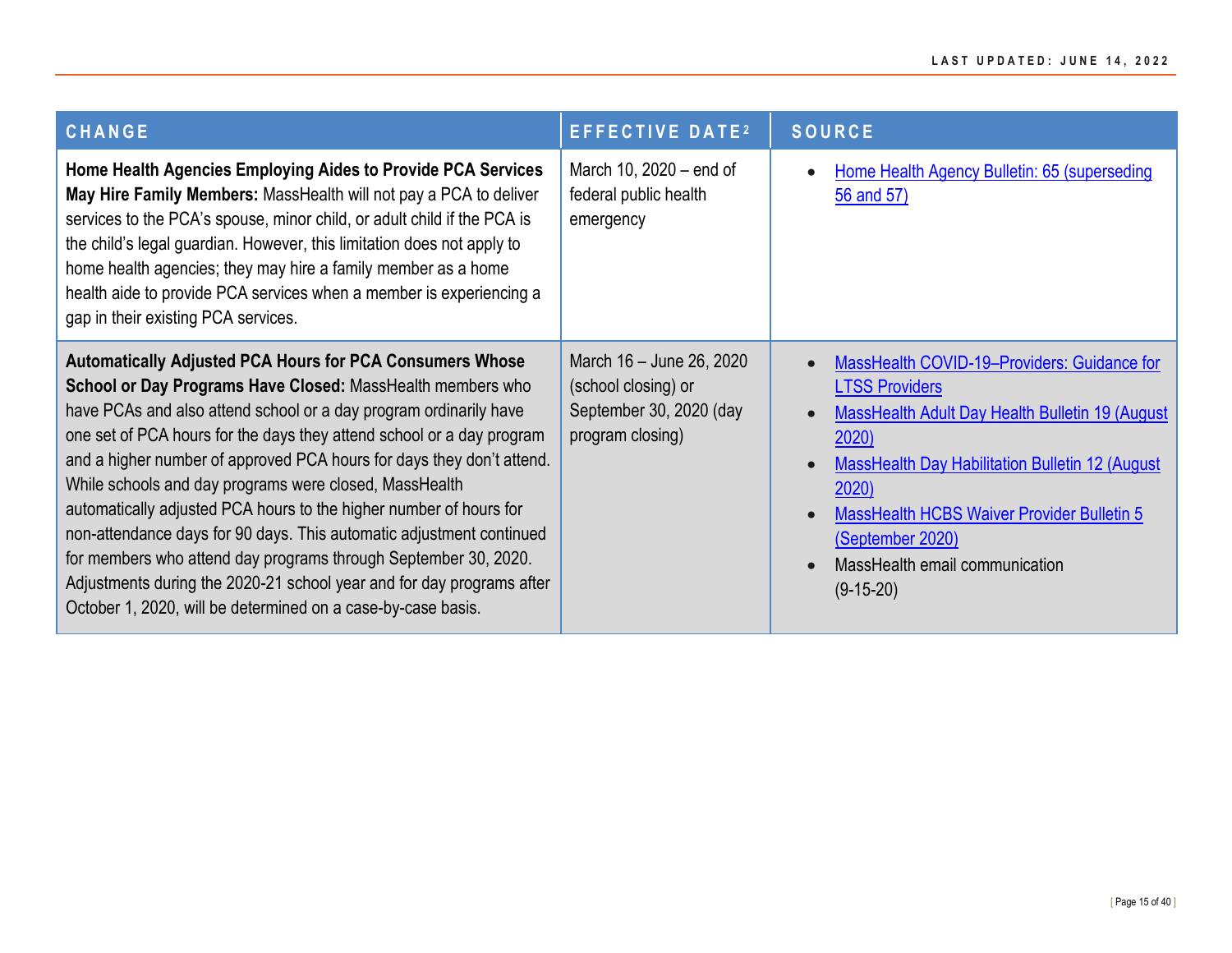| CHANGE | EFFECTIVE DATE[2] | SOURCE |
| --- | --- | --- |
| **Home Health Agencies Employing Aides to Provide PCA Services May Hire Family Members:** MassHealth will not pay a PCA to deliver services to the PCA's spouse, minor child, or adult child if the PCA is the child's legal guardian. However, this limitation does not apply to home health agencies; they may hire a family member as a home health aide to provide PCA services when a member is experiencing a gap in their existing PCA services. | March 10, 2020 – end of federal public health emergency | • Home Health Agency Bulletin: 65 (superseding 56 and 57) |
| **Automatically Adjusted PCA Hours for PCA Consumers Whose School or Day Programs Have Closed:** MassHealth members who have PCAs and also attend school or a day program ordinarily have one set of PCA hours for the days they attend school or a day program and a higher number of approved PCA hours for days they don't attend. While schools and day programs were closed, MassHealth automatically adjusted PCA hours to the higher number of hours for non-attendance days for 90 days. This automatic adjustment continued for members who attend day programs through September 30, 2020. Adjustments during the 2020-21 school year and for day programs after October 1, 2020, will be determined on a case-by-case basis. | March 16 – June 26, 2020 (school closing) or September 30, 2020 (day program closing) | • MassHealth COVID-19–Providers: Guidance for LTSS Providers<br>• MassHealth Adult Day Health Bulletin 19 (August 2020)<br>• MassHealth Day Habilitation Bulletin 12 (August 2020)<br>• MassHealth HCBS Waiver Provider Bulletin 5 (September 2020)<br>• MassHealth email communication (9-15-20) |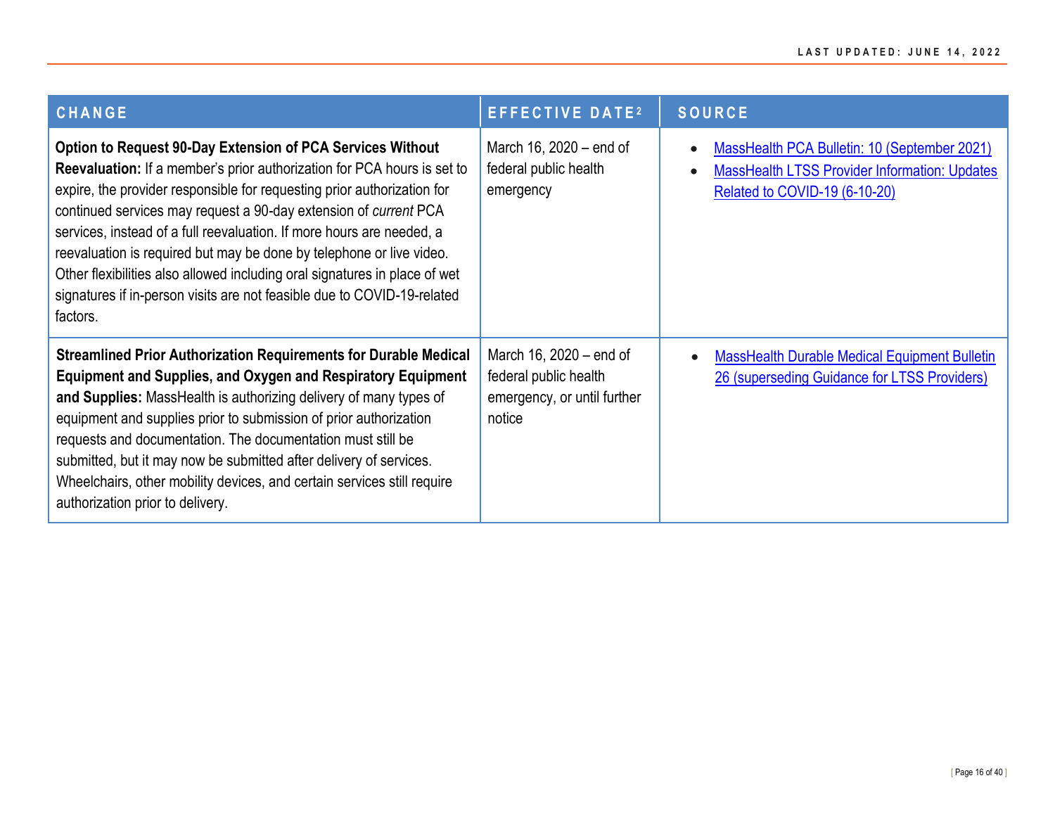| CHANGE | EFFECTIVE DATE[2] | SOURCE |
|---|---|---|
| **Option to Request 90-Day Extension of PCA Services Without Reevaluation:** If a member's prior authorization for PCA hours is set to expire, the provider responsible for requesting prior authorization for continued services may request a 90-day extension of *current* PCA services, instead of a full reevaluation. If more hours are needed, a reevaluation is required but may be done by telephone or live video. Other flexibilities also allowed including oral signatures in place of wet signatures if in-person visits are not feasible due to COVID-19-related factors. | March 16, 2020 – end of federal public health emergency | • MassHealth PCA Bulletin: 10 (September 2021)<br>• MassHealth LTSS Provider Information: Updates Related to COVID-19 (6-10-20) |
| **Streamlined Prior Authorization Requirements for Durable Medical Equipment and Supplies, and Oxygen and Respiratory Equipment and Supplies:** MassHealth is authorizing delivery of many types of equipment and supplies prior to submission of prior authorization requests and documentation. The documentation must still be submitted, but it may now be submitted after delivery of services. Wheelchairs, other mobility devices, and certain services still require authorization prior to delivery. | March 16, 2020 – end of federal public health emergency, or until further notice | • MassHealth Durable Medical Equipment Bulletin 26 (superseding Guidance for LTSS Providers) |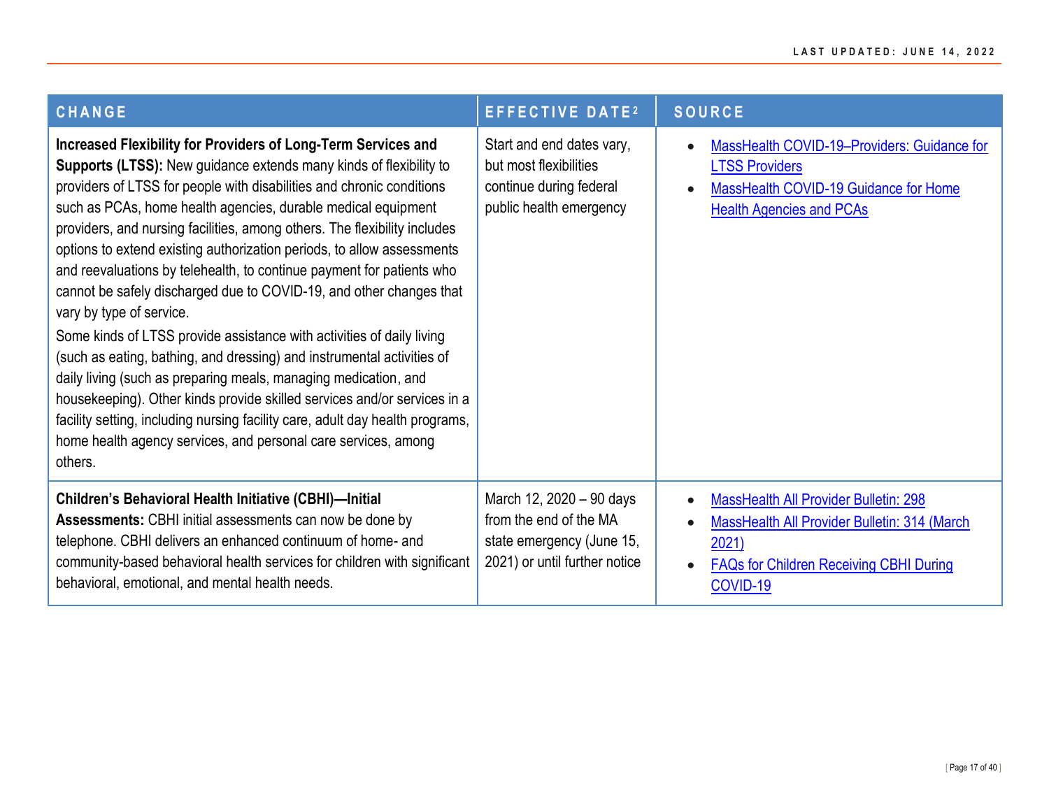| CHANGE | EFFECTIVE DATE[2] | SOURCE |
|---|---|---|
| **Increased Flexibility for Providers of Long-Term Services and Supports (LTSS):** New guidance extends many kinds of flexibility to providers of LTSS for people with disabilities and chronic conditions such as PCAs, home health agencies, durable medical equipment providers, and nursing facilities, among others. The flexibility includes options to extend existing authorization periods, to allow assessments and reevaluations by telehealth, to continue payment for patients who cannot be safely discharged due to COVID-19, and other changes that vary by type of service.<br>Some kinds of LTSS provide assistance with activities of daily living (such as eating, bathing, and dressing) and instrumental activities of daily living (such as preparing meals, managing medication, and housekeeping). Other kinds provide skilled services and/or services in a facility setting, including nursing facility care, adult day health programs, home health agency services, and personal care services, among others. | Start and end dates vary, but most flexibilities continue during federal public health emergency | • MassHealth COVID-19–Providers: Guidance for LTSS Providers<br>• MassHealth COVID-19 Guidance for Home Health Agencies and PCAs |
| **Children's Behavioral Health Initiative (CBHI)—Initial Assessments:** CBHI initial assessments can now be done by telephone. CBHI delivers an enhanced continuum of home- and community-based behavioral health services for children with significant behavioral, emotional, and mental health needs. | March 12, 2020 – 90 days from the end of the MA state emergency (June 15, 2021) or until further notice | • MassHealth All Provider Bulletin: 298<br>• MassHealth All Provider Bulletin: 314 (March 2021)<br>• FAQs for Children Receiving CBHI During COVID-19 |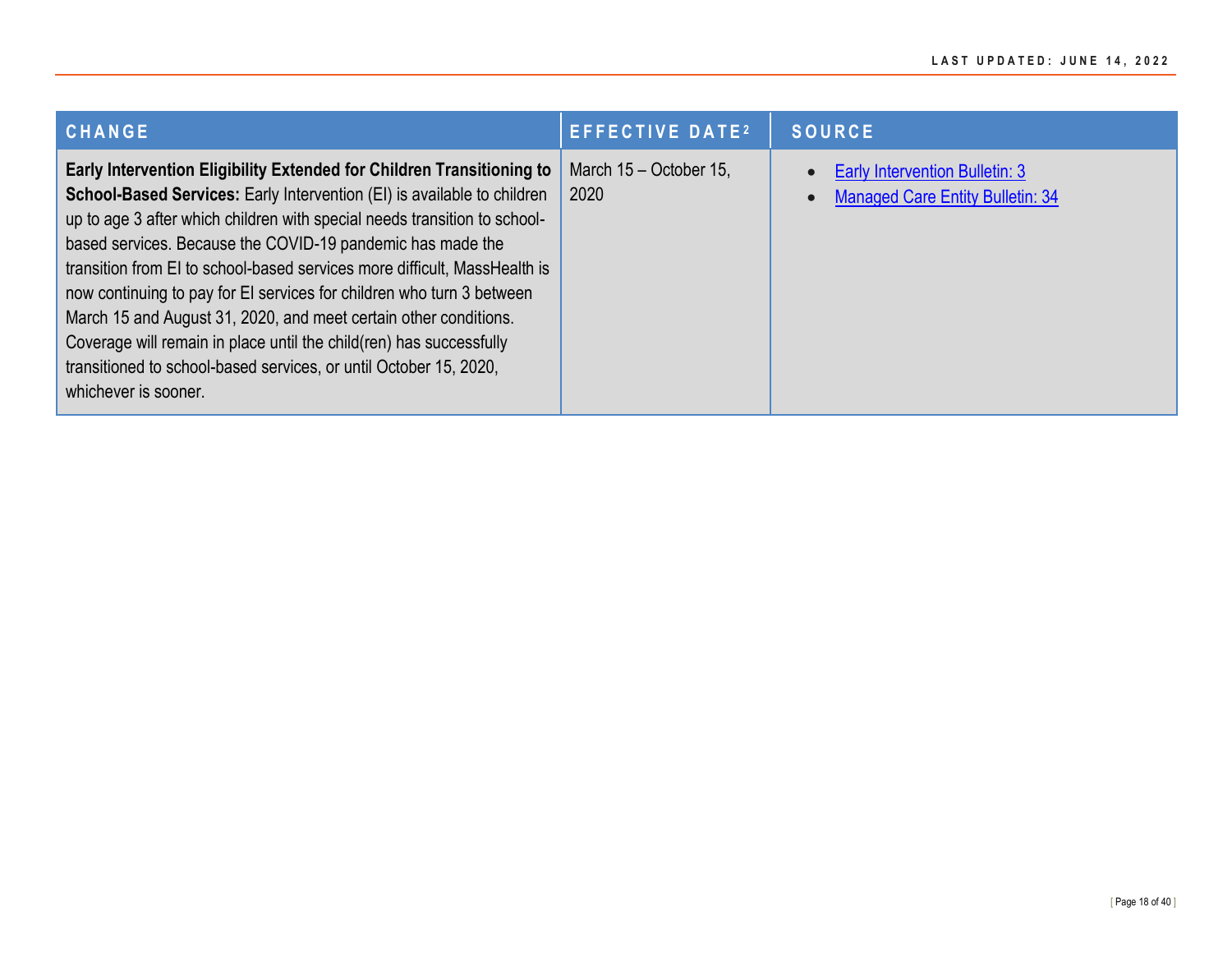| CHANGE | EFFECTIVE DATE[2] | SOURCE |
| --- | --- | --- |
| **Early Intervention Eligibility Extended for Children Transitioning to School-Based Services:** Early Intervention (EI) is available to children up to age 3 after which children with special needs transition to school-based services. Because the COVID-19 pandemic has made the transition from EI to school-based services more difficult, MassHealth is now continuing to pay for EI services for children who turn 3 between March 15 and August 31, 2020, and meet certain other conditions. Coverage will remain in place until the child(ren) has successfully transitioned to school-based services, or until October 15, 2020, whichever is sooner. | March 15 – October 15, 2020 | • Early Intervention Bulletin: 3<br>• Managed Care Entity Bulletin: 34 |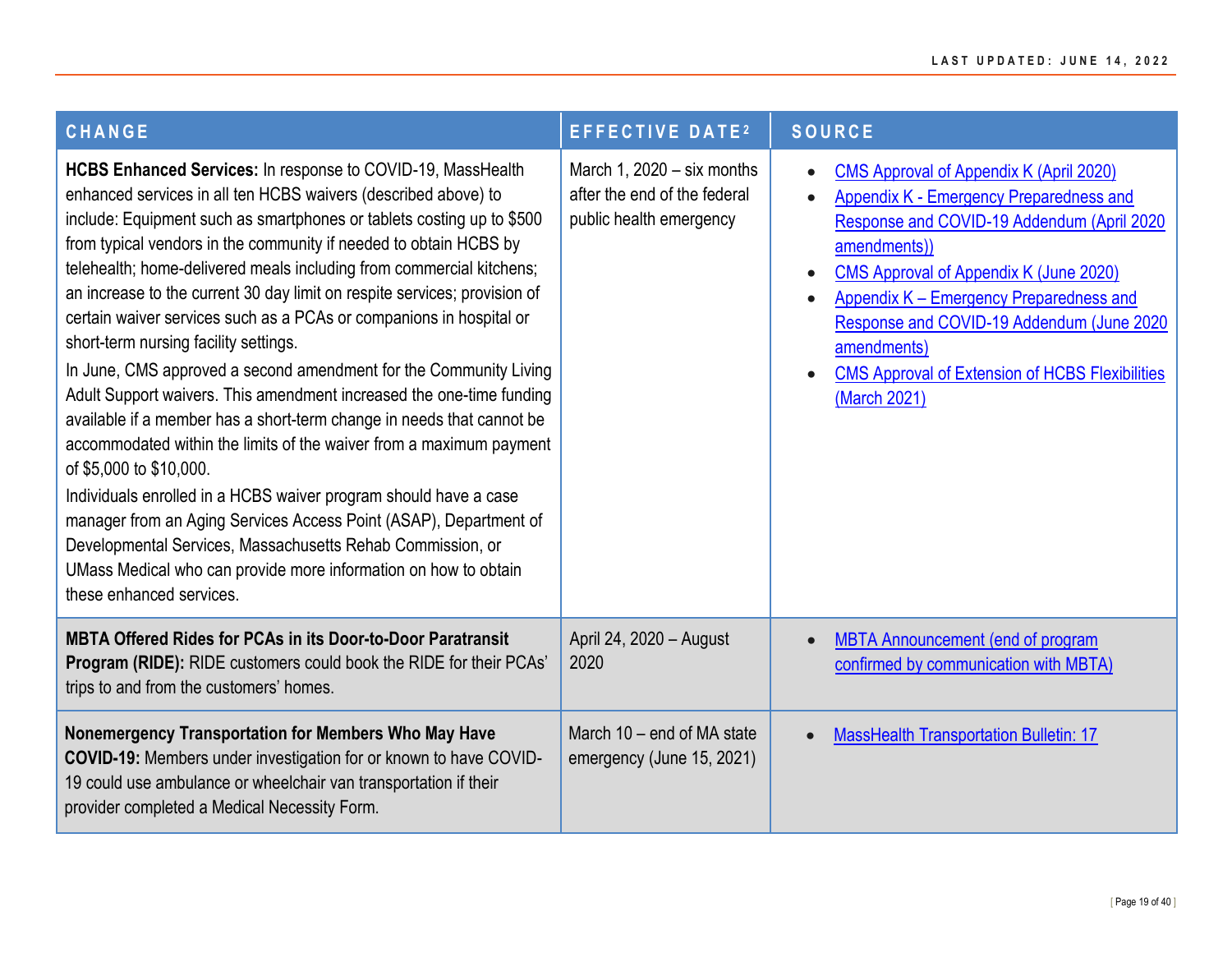| CHANGE | EFFECTIVE DATE[2] | SOURCE |
|---|---|---|
| **HCBS Enhanced Services:** In response to COVID-19, MassHealth enhanced services in all ten HCBS waivers (described above) to include: Equipment such as smartphones or tablets costing up to $500 from typical vendors in the community if needed to obtain HCBS by telehealth; home-delivered meals including from commercial kitchens; an increase to the current 30 day limit on respite services; provision of certain waiver services such as a PCAs or companions in hospital or short-term nursing facility settings.<br>In June, CMS approved a second amendment for the Community Living Adult Support waivers. This amendment increased the one-time funding available if a member has a short-term change in needs that cannot be accommodated within the limits of the waiver from a maximum payment of $5,000 to $10,000.<br>Individuals enrolled in a HCBS waiver program should have a case manager from an Aging Services Access Point (ASAP), Department of Developmental Services, Massachusetts Rehab Commission, or UMass Medical who can provide more information on how to obtain these enhanced services. | March 1, 2020 – six months after the end of the federal public health emergency | • CMS Approval of Appendix K (April 2020)<br>• Appendix K - Emergency Preparedness and Response and COVID-19 Addendum (April 2020 amendments))<br>• CMS Approval of Appendix K (June 2020)<br>• Appendix K – Emergency Preparedness and Response and COVID-19 Addendum (June 2020 amendments)<br>• CMS Approval of Extension of HCBS Flexibilities (March 2021) |
| **MBTA Offered Rides for PCAs in its Door-to-Door Paratransit Program (RIDE):** RIDE customers could book the RIDE for their PCAs' trips to and from the customers' homes. | April 24, 2020 – August 2020 | • MBTA Announcement (end of program confirmed by communication with MBTA) |
| **Nonemergency Transportation for Members Who May Have COVID-19:** Members under investigation for or known to have COVID-19 could use ambulance or wheelchair van transportation if their provider completed a Medical Necessity Form. | March 10 – end of MA state emergency (June 15, 2021) | • MassHealth Transportation Bulletin: 17 |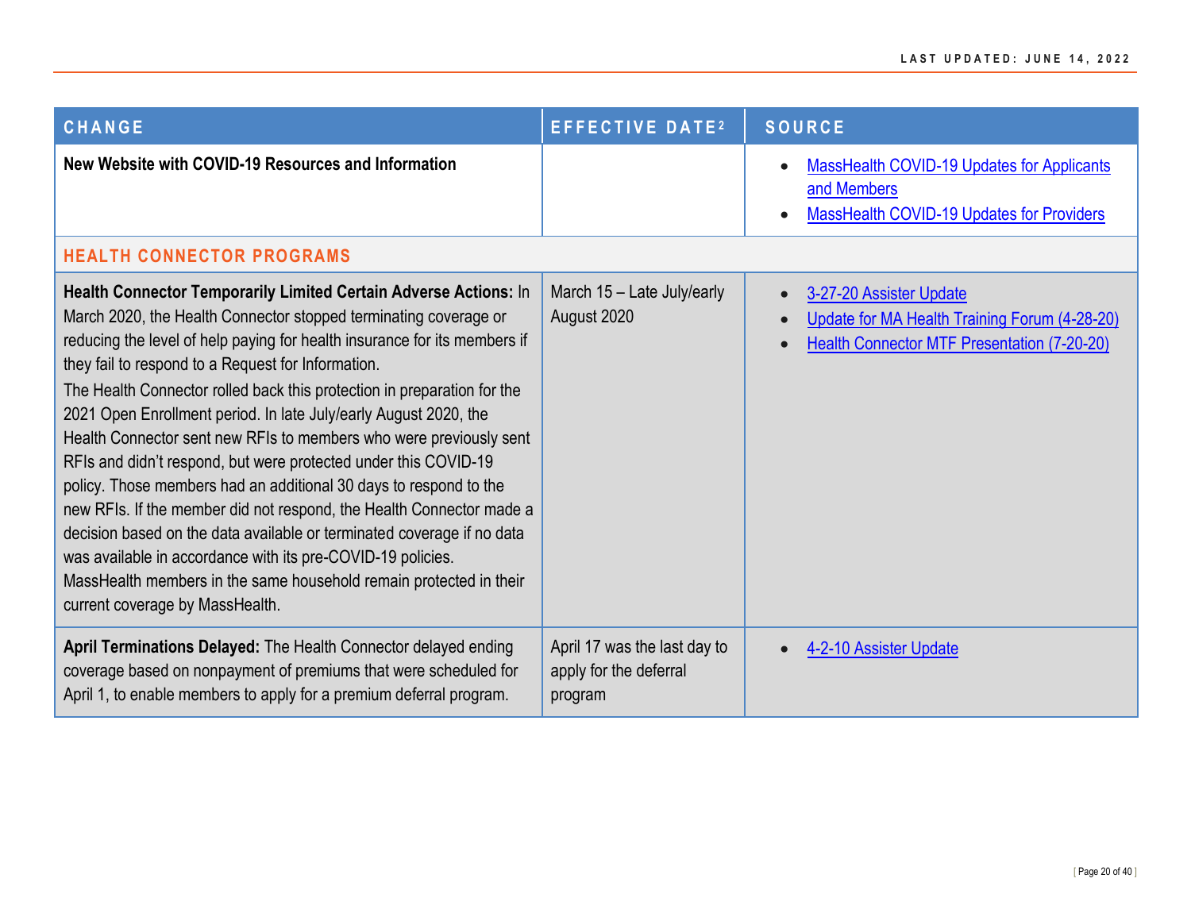| CHANGE | EFFECTIVE DATE[2] | SOURCE |
|---|---|---|
| **New Website with COVID-19 Resources and Information** | | • MassHealth COVID-19 Updates for Applicants and Members<br>• MassHealth COVID-19 Updates for Providers |
| **HEALTH CONNECTOR PROGRAMS** | | |
| **Health Connector Temporarily Limited Certain Adverse Actions:** In March 2020, the Health Connector stopped terminating coverage or reducing the level of help paying for health insurance for its members if they fail to respond to a Request for Information.<br>The Health Connector rolled back this protection in preparation for the 2021 Open Enrollment period. In late July/early August 2020, the Health Connector sent new RFIs to members who were previously sent RFIs and didn't respond, but were protected under this COVID-19 policy. Those members had an additional 30 days to respond to the new RFIs. If the member did not respond, the Health Connector made a decision based on the data available or terminated coverage if no data was available in accordance with its pre-COVID-19 policies. MassHealth members in the same household remain protected in their current coverage by MassHealth. | March 15 – Late July/early August 2020 | • 3-27-20 Assister Update<br>• Update for MA Health Training Forum (4-28-20)<br>• Health Connector MTF Presentation (7-20-20) |
| **April Terminations Delayed:** The Health Connector delayed ending coverage based on nonpayment of premiums that were scheduled for April 1, to enable members to apply for a premium deferral program. | April 17 was the last day to apply for the deferral program | • 4-2-10 Assister Update |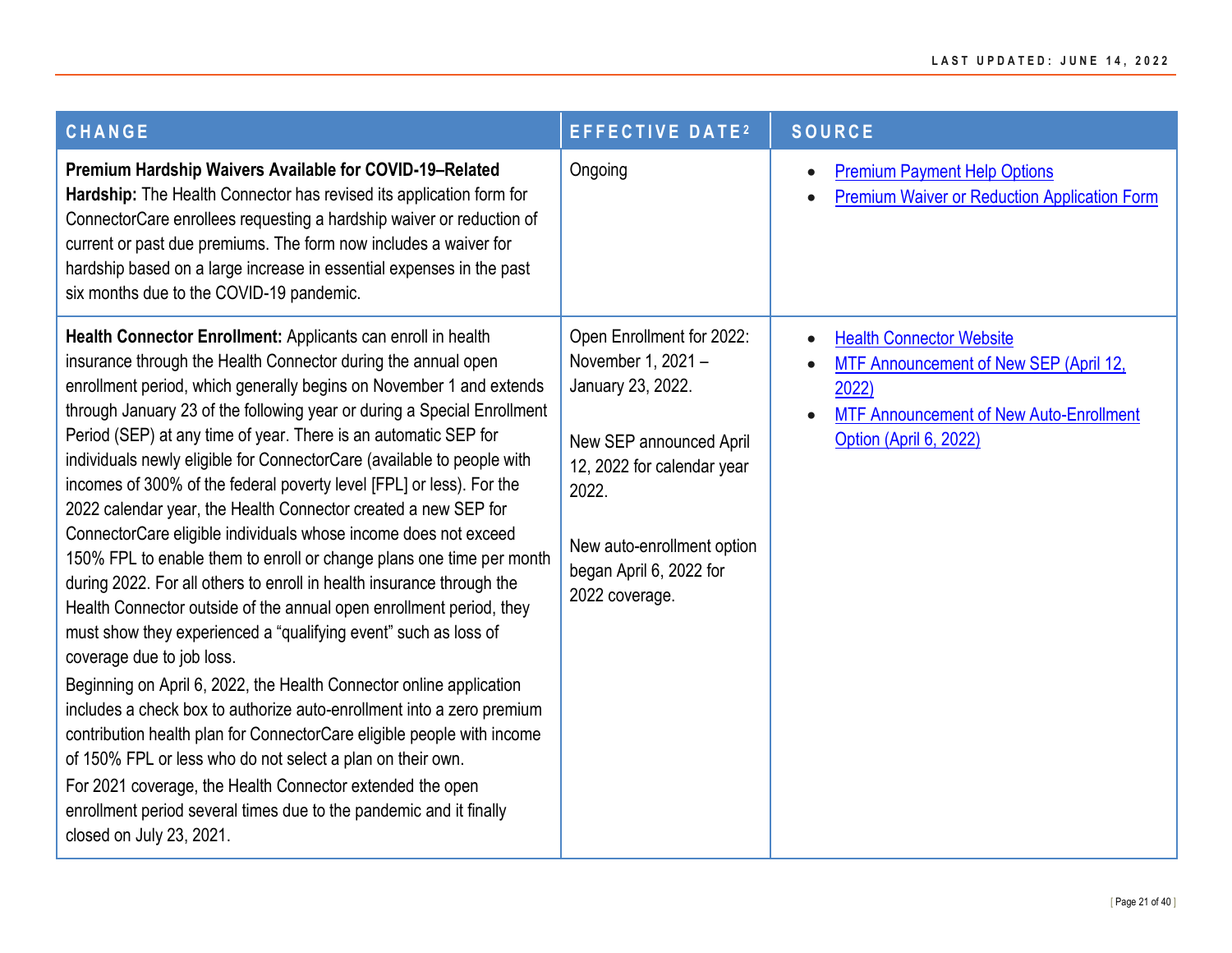| CHANGE | EFFECTIVE DATE[2] | SOURCE |
|---|---|---|
| **Premium Hardship Waivers Available for COVID-19–Related Hardship:** The Health Connector has revised its application form for ConnectorCare enrollees requesting a hardship waiver or reduction of current or past due premiums. The form now includes a waiver for hardship based on a large increase in essential expenses in the past six months due to the COVID-19 pandemic. | Ongoing | • Premium Payment Help Options<br>• Premium Waiver or Reduction Application Form |
| **Health Connector Enrollment:** Applicants can enroll in health insurance through the Health Connector during the annual open enrollment period, which generally begins on November 1 and extends through January 23 of the following year or during a Special Enrollment Period (SEP) at any time of year. There is an automatic SEP for individuals newly eligible for ConnectorCare (available to people with incomes of 300% of the federal poverty level [FPL] or less). For the 2022 calendar year, the Health Connector created a new SEP for ConnectorCare eligible individuals whose income does not exceed 150% FPL to enable them to enroll or change plans one time per month during 2022. For all others to enroll in health insurance through the Health Connector outside of the annual open enrollment period, they must show they experienced a "qualifying event" such as loss of coverage due to job loss.<br>Beginning on April 6, 2022, the Health Connector online application includes a check box to authorize auto-enrollment into a zero premium contribution health plan for ConnectorCare eligible people with income of 150% FPL or less who do not select a plan on their own.<br>For 2021 coverage, the Health Connector extended the open enrollment period several times due to the pandemic and it finally closed on July 23, 2021. | Open Enrollment for 2022: November 1, 2021 – January 23, 2022.<br><br>New SEP announced April 12, 2022 for calendar year 2022.<br><br>New auto-enrollment option began April 6, 2022 for 2022 coverage. | • Health Connector Website<br>• MTF Announcement of New SEP (April 12, 2022)<br>• MTF Announcement of New Auto-Enrollment Option (April 6, 2022) |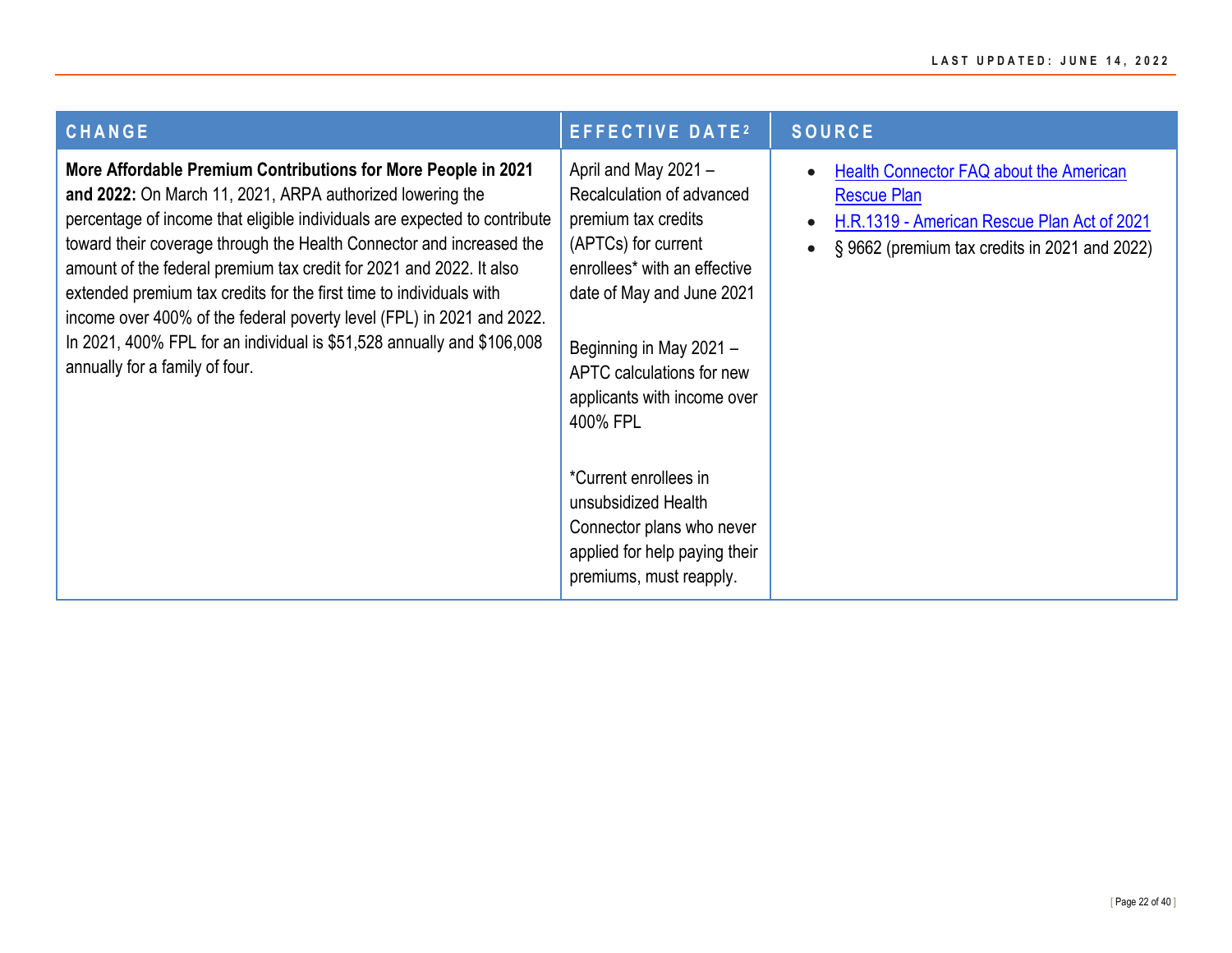| CHANGE | EFFECTIVE DATE[2] | SOURCE |
|---|---|---|
| **More Affordable Premium Contributions for More People in 2021 and 2022:** On March 11, 2021, ARPA authorized lowering the percentage of income that eligible individuals are expected to contribute toward their coverage through the Health Connector and increased the amount of the federal premium tax credit for 2021 and 2022. It also extended premium tax credits for the first time to individuals with income over 400% of the federal poverty level (FPL) in 2021 and 2022. In 2021, 400% FPL for an individual is $51,528 annually and $106,008 annually for a family of four. | April and May 2021 – Recalculation of advanced premium tax credits (APTCs) for current enrollees* with an effective date of May and June 2021<br><br>Beginning in May 2021 – APTC calculations for new applicants with income over 400% FPL<br><br>*Current enrollees in unsubsidized Health Connector plans who never applied for help paying their premiums, must reapply. | • Health Connector FAQ about the American Rescue Plan<br>• H.R.1319 - American Rescue Plan Act of 2021<br>• § 9662 (premium tax credits in 2021 and 2022) |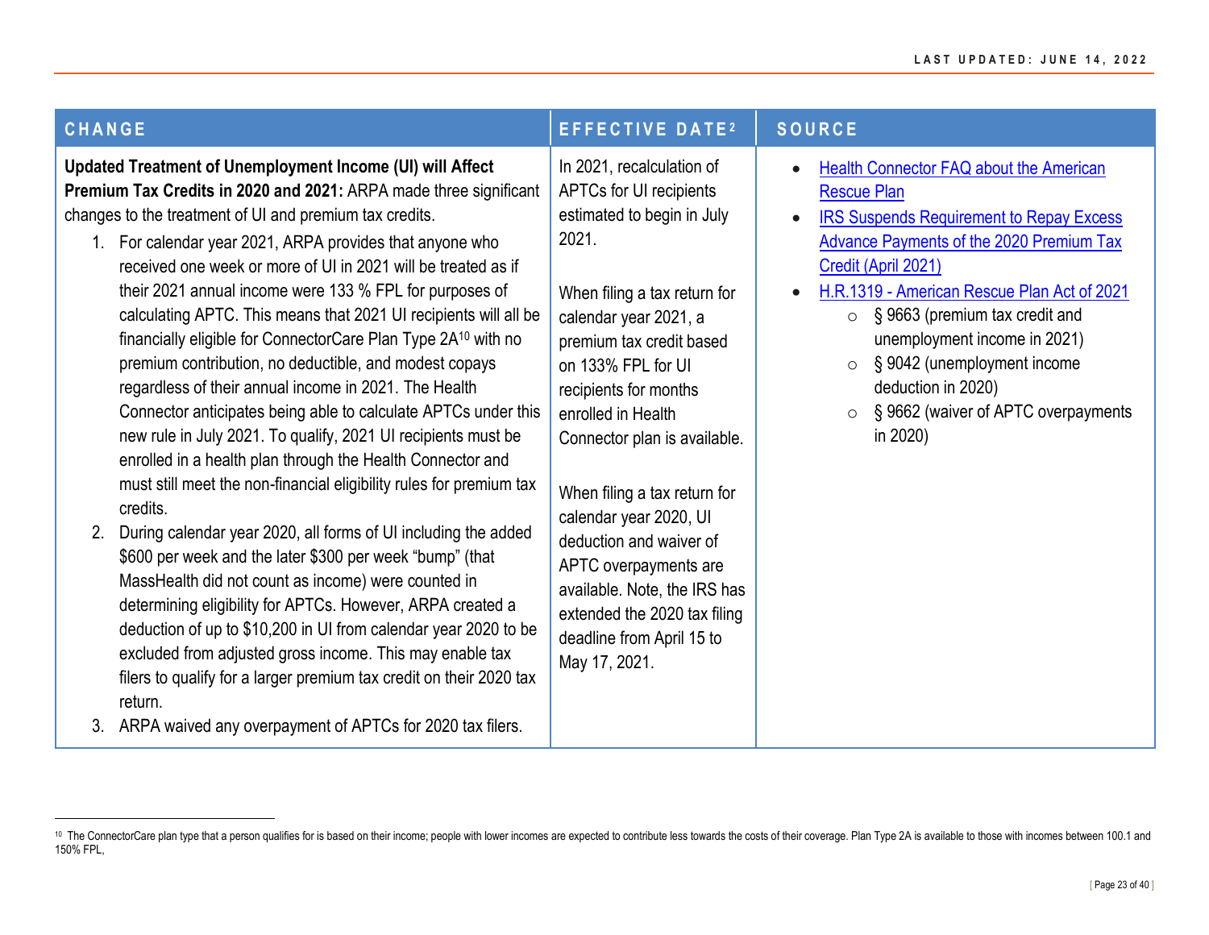| CHANGE | EFFECTIVE DATE[2] | SOURCE |
|---|---|---|
| **Updated Treatment of Unemployment Income (UI) will Affect Premium Tax Credits in 2020 and 2021:** ARPA made three significant changes to the treatment of UI and premium tax credits.<br>1. For calendar year 2021, ARPA provides that anyone who received one week or more of UI in 2021 will be treated as if their 2021 annual income were 133 % FPL for purposes of calculating APTC. This means that 2021 UI recipients will all be financially eligible for ConnectorCare Plan Type 2A[10] with no premium contribution, no deductible, and modest copays regardless of their annual income in 2021. The Health Connector anticipates being able to calculate APTCs under this new rule in July 2021. To qualify, 2021 UI recipients must be enrolled in a health plan through the Health Connector and must still meet the non-financial eligibility rules for premium tax credits.<br>2. During calendar year 2020, all forms of UI including the added $600 per week and the later $300 per week "bump" (that MassHealth did not count as income) were counted in determining eligibility for APTCs. However, ARPA created a deduction of up to $10,200 in UI from calendar year 2020 to be excluded from adjusted gross income. This may enable tax filers to qualify for a larger premium tax credit on their 2020 tax return.<br>3. ARPA waived any overpayment of APTCs for 2020 tax filers. | In 2021, recalculation of APTCs for UI recipients estimated to begin in July 2021.<br><br>When filing a tax return for calendar year 2021, a premium tax credit based on 133% FPL for UI recipients for months enrolled in Health Connector plan is available.<br><br>When filing a tax return for calendar year 2020, UI deduction and waiver of APTC overpayments are available. Note, the IRS has extended the 2020 tax filing deadline from April 15 to May 17, 2021. | • Health Connector FAQ about the American Rescue Plan<br>• IRS Suspends Requirement to Repay Excess Advance Payments of the 2020 Premium Tax Credit (April 2021)<br>• H.R.1319 - American Rescue Plan Act of 2021<br>  ○ § 9663 (premium tax credit and unemployment income in 2021)<br>  ○ § 9042 (unemployment income deduction in 2020)<br>  ○ § 9662 (waiver of APTC overpayments in 2020) |

[10] The ConnectorCare plan type that a person qualifies for is based on their income; people with lower incomes are expected to contribute less towards the costs of their coverage. Plan Type 2A is available to those with incomes between 100.1 and 150% FPL,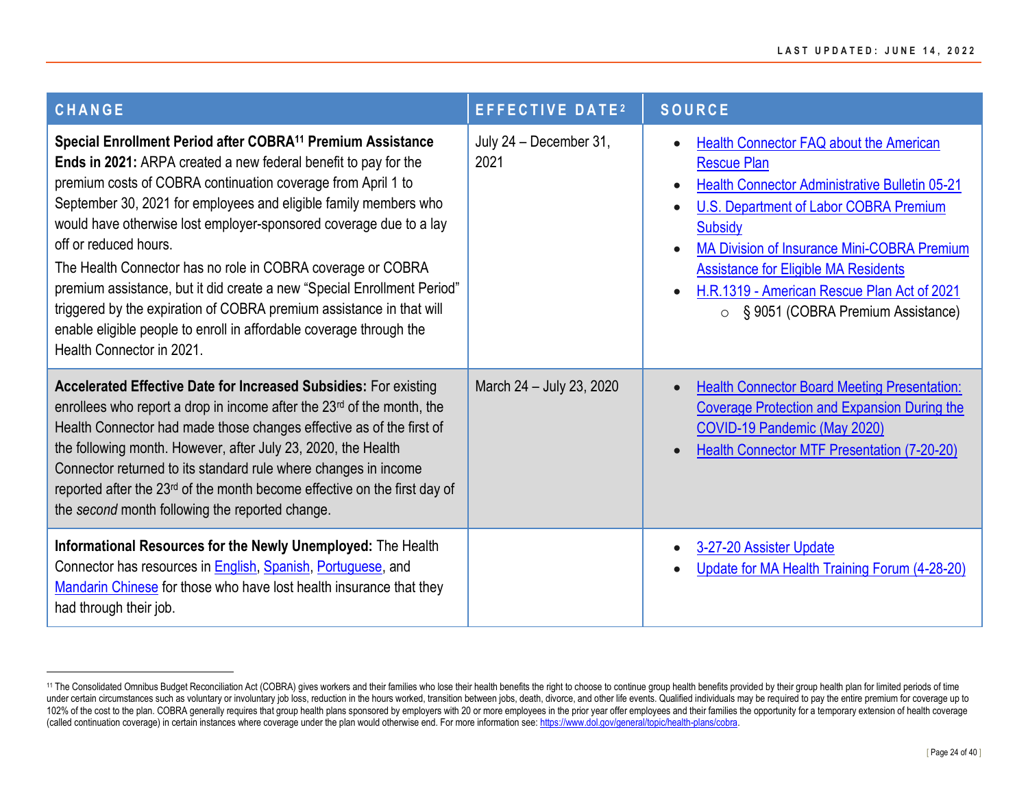| CHANGE | EFFECTIVE DATE[2] | SOURCE |
|---|---|---|
| **Special Enrollment Period after COBRA[11] Premium Assistance Ends in 2021:** ARPA created a new federal benefit to pay for the premium costs of COBRA continuation coverage from April 1 to September 30, 2021 for employees and eligible family members who would have otherwise lost employer-sponsored coverage due to a lay off or reduced hours.<br>The Health Connector has no role in COBRA coverage or COBRA premium assistance, but it did create a new "Special Enrollment Period" triggered by the expiration of COBRA premium assistance in that will enable eligible people to enroll in affordable coverage through the Health Connector in 2021. | July 24 – December 31, 2021 | • Health Connector FAQ about the American Rescue Plan<br>• Health Connector Administrative Bulletin 05-21<br>• U.S. Department of Labor COBRA Premium Subsidy<br>• MA Division of Insurance Mini-COBRA Premium Assistance for Eligible MA Residents<br>• H.R.1319 - American Rescue Plan Act of 2021<br>  ○ § 9051 (COBRA Premium Assistance) |
| **Accelerated Effective Date for Increased Subsidies:** For existing enrollees who report a drop in income after the 23rd of the month, the Health Connector had made those changes effective as of the first of the following month. However, after July 23, 2020, the Health Connector returned to its standard rule where changes in income reported after the 23rd of the month become effective on the first day of the *second* month following the reported change. | March 24 – July 23, 2020 | • Health Connector Board Meeting Presentation: Coverage Protection and Expansion During the COVID-19 Pandemic (May 2020)<br>• Health Connector MTF Presentation (7-20-20) |
| **Informational Resources for the Newly Unemployed:** The Health Connector has resources in English, Spanish, Portuguese, and Mandarin Chinese for those who have lost health insurance that they had through their job. | | • 3-27-20 Assister Update<br>• Update for MA Health Training Forum (4-28-20) |

[11] The Consolidated Omnibus Budget Reconciliation Act (COBRA) gives workers and their families who lose their health benefits the right to choose to continue group health benefits provided by their group health plan for limited periods of time under certain circumstances such as voluntary or involuntary job loss, reduction in the hours worked, transition between jobs, death, divorce, and other life events. Qualified individuals may be required to pay the entire premium for coverage up to 102% of the cost to the plan. COBRA generally requires that group health plans sponsored by employers with 20 or more employees in the prior year offer employees and their families the opportunity for a temporary extension of health coverage (called continuation coverage) in certain instances where coverage under the plan would otherwise end. For more information see: https://www.dol.gov/general/topic/health-plans/cobra.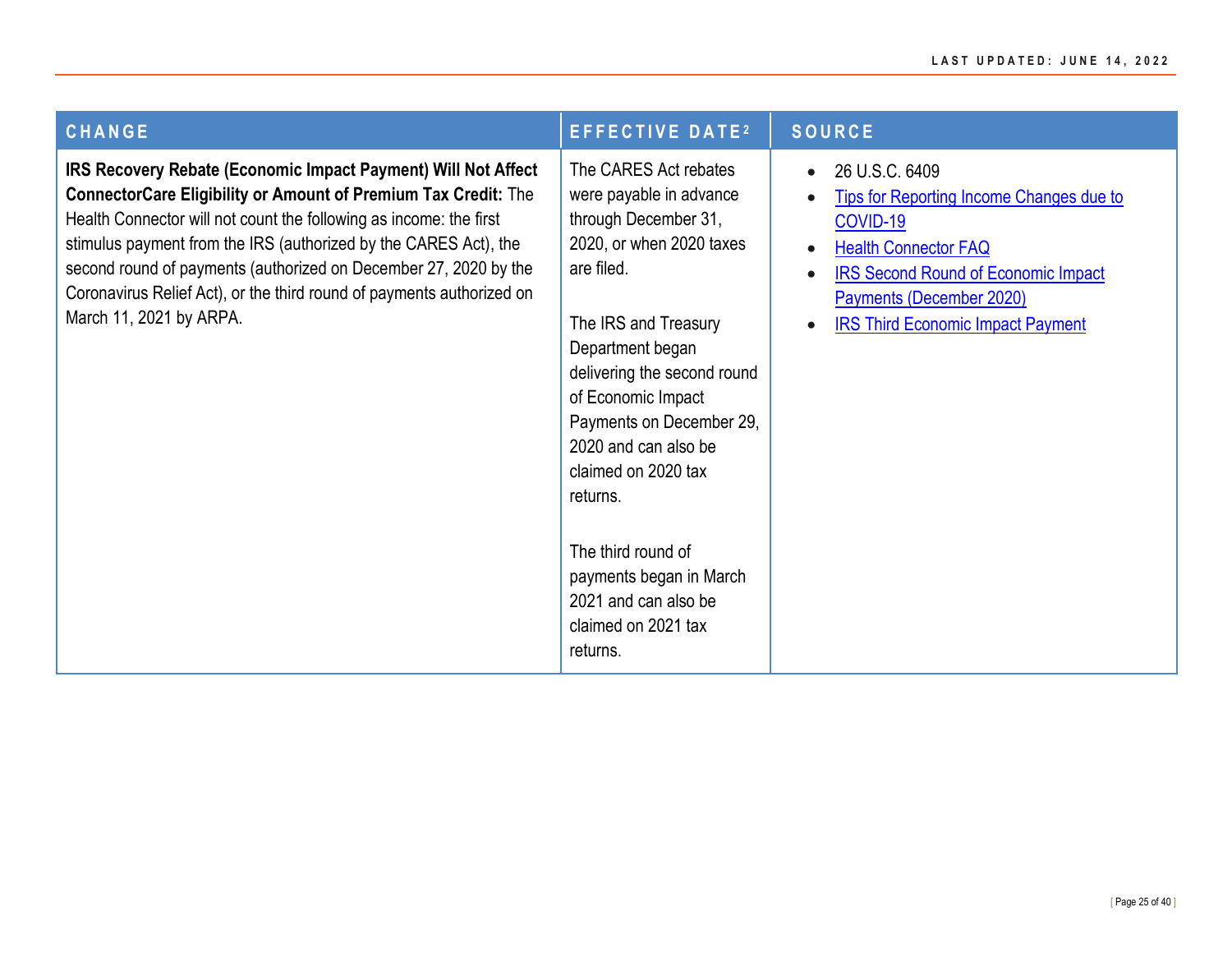| CHANGE | EFFECTIVE DATE[2] | SOURCE |
| --- | --- | --- |
| **IRS Recovery Rebate (Economic Impact Payment) Will Not Affect ConnectorCare Eligibility or Amount of Premium Tax Credit:** The Health Connector will not count the following as income: the first stimulus payment from the IRS (authorized by the CARES Act), the second round of payments (authorized on December 27, 2020 by the Coronavirus Relief Act), or the third round of payments authorized on March 11, 2021 by ARPA. | The CARES Act rebates were payable in advance through December 31, 2020, or when 2020 taxes are filed.<br><br>The IRS and Treasury Department began delivering the second round of Economic Impact Payments on December 29, 2020 and can also be claimed on 2020 tax returns.<br><br>The third round of payments began in March 2021 and can also be claimed on 2021 tax returns. | • 26 U.S.C. 6409<br>• Tips for Reporting Income Changes due to COVID-19<br>• Health Connector FAQ<br>• IRS Second Round of Economic Impact Payments (December 2020)<br>• IRS Third Economic Impact Payment |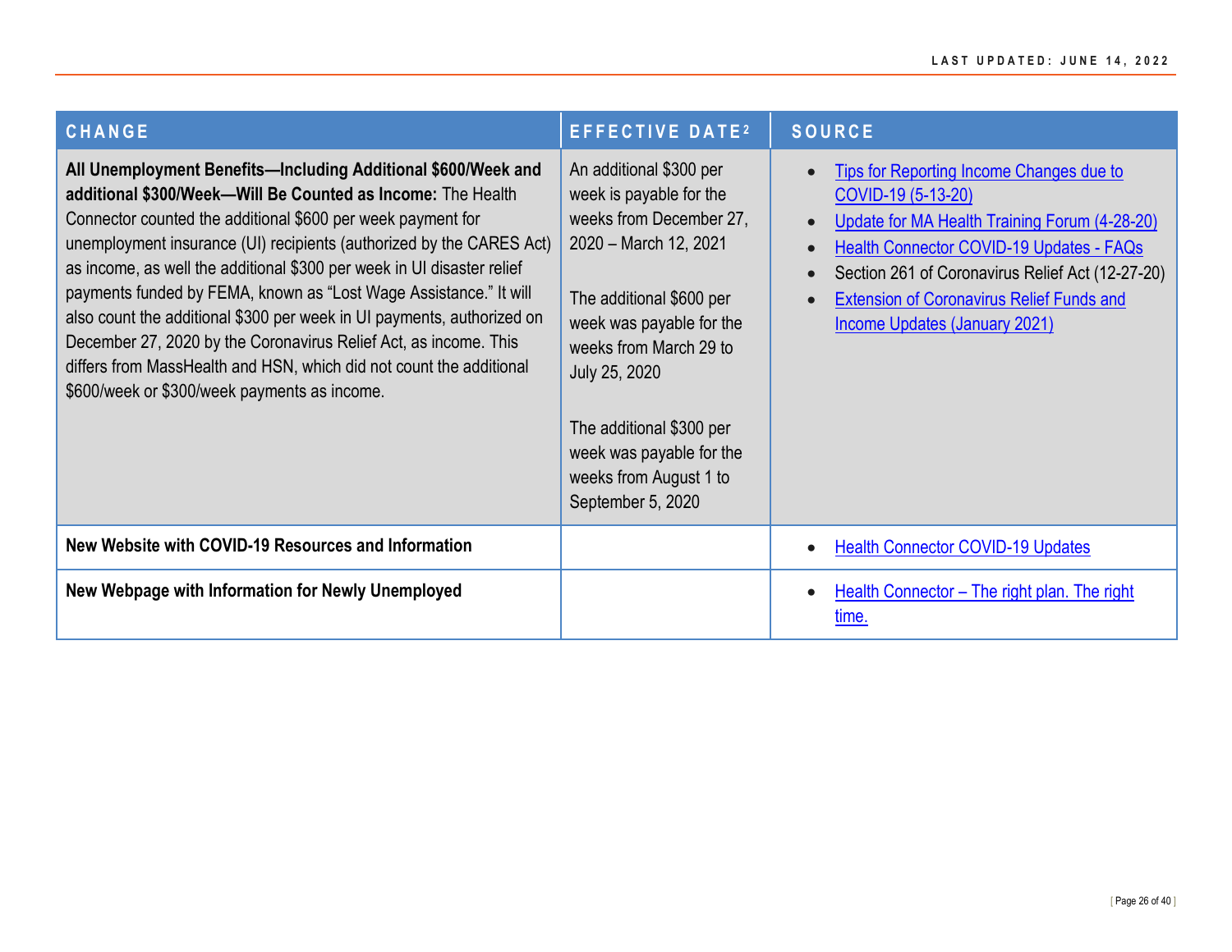| CHANGE | EFFECTIVE DATE[2] | SOURCE |
|---|---|---|
| **All Unemployment Benefits—Including Additional $600/Week and additional $300/Week—Will Be Counted as Income:** The Health Connector counted the additional $600 per week payment for unemployment insurance (UI) recipients (authorized by the CARES Act) as income, as well the additional $300 per week in UI disaster relief payments funded by FEMA, known as "Lost Wage Assistance." It will also count the additional $300 per week in UI payments, authorized on December 27, 2020 by the Coronavirus Relief Act, as income. This differs from MassHealth and HSN, which did not count the additional $600/week or $300/week payments as income. | An additional $300 per week is payable for the weeks from December 27, 2020 – March 12, 2021<br><br>The additional $600 per week was payable for the weeks from March 29 to July 25, 2020<br><br>The additional $300 per week was payable for the weeks from August 1 to September 5, 2020 | • Tips for Reporting Income Changes due to COVID-19 (5-13-20)<br>• Update for MA Health Training Forum (4-28-20)<br>• Health Connector COVID-19 Updates - FAQs<br>• Section 261 of Coronavirus Relief Act (12-27-20)<br>• Extension of Coronavirus Relief Funds and Income Updates (January 2021) |
| **New Website with COVID-19 Resources and Information** | | • Health Connector COVID-19 Updates |
| **New Webpage with Information for Newly Unemployed** | | • Health Connector – The right plan. The right time. |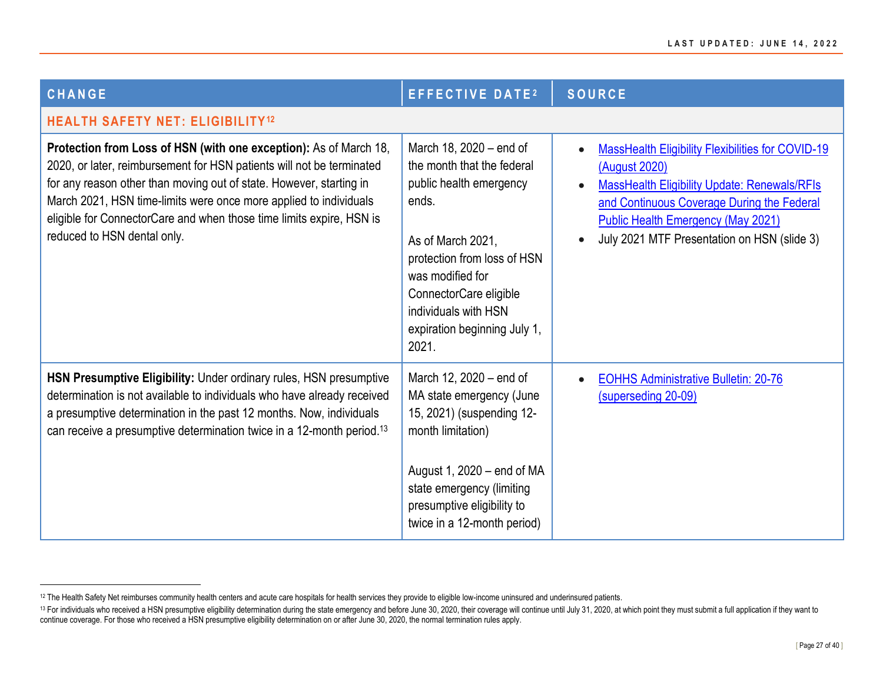| CHANGE | EFFECTIVE DATE[2] | SOURCE |
|---|---|---|
| **HEALTH SAFETY NET: ELIGIBILITY[12]** | | |
| **Protection from Loss of HSN (with one exception):** As of March 18, 2020, or later, reimbursement for HSN patients will not be terminated for any reason other than moving out of state. However, starting in March 2021, HSN time-limits were once more applied to individuals eligible for ConnectorCare and when those time limits expire, HSN is reduced to HSN dental only. | March 18, 2020 – end of the month that the federal public health emergency ends.<br><br>As of March 2021, protection from loss of HSN was modified for ConnectorCare eligible individuals with HSN expiration beginning July 1, 2021. | • MassHealth Eligibility Flexibilities for COVID-19 (August 2020)<br>• MassHealth Eligibility Update: Renewals/RFIs and Continuous Coverage During the Federal Public Health Emergency (May 2021)<br>• July 2021 MTF Presentation on HSN (slide 3) |
| **HSN Presumptive Eligibility:** Under ordinary rules, HSN presumptive determination is not available to individuals who have already received a presumptive determination in the past 12 months. Now, individuals can receive a presumptive determination twice in a 12-month period.[13] | March 12, 2020 – end of MA state emergency (June 15, 2021) (suspending 12-month limitation)<br><br>August 1, 2020 – end of MA state emergency (limiting presumptive eligibility to twice in a 12-month period) | • EOHHS Administrative Bulletin: 20-76 (superseding 20-09) |

[12] The Health Safety Net reimburses community health centers and acute care hospitals for health services they provide to eligible low-income uninsured and underinsured patients.

[13] For individuals who received a HSN presumptive eligibility determination during the state emergency and before June 30, 2020, their coverage will continue until July 31, 2020, at which point they must submit a full application if they want to continue coverage. For those who received a HSN presumptive eligibility determination on or after June 30, 2020, the normal termination rules apply.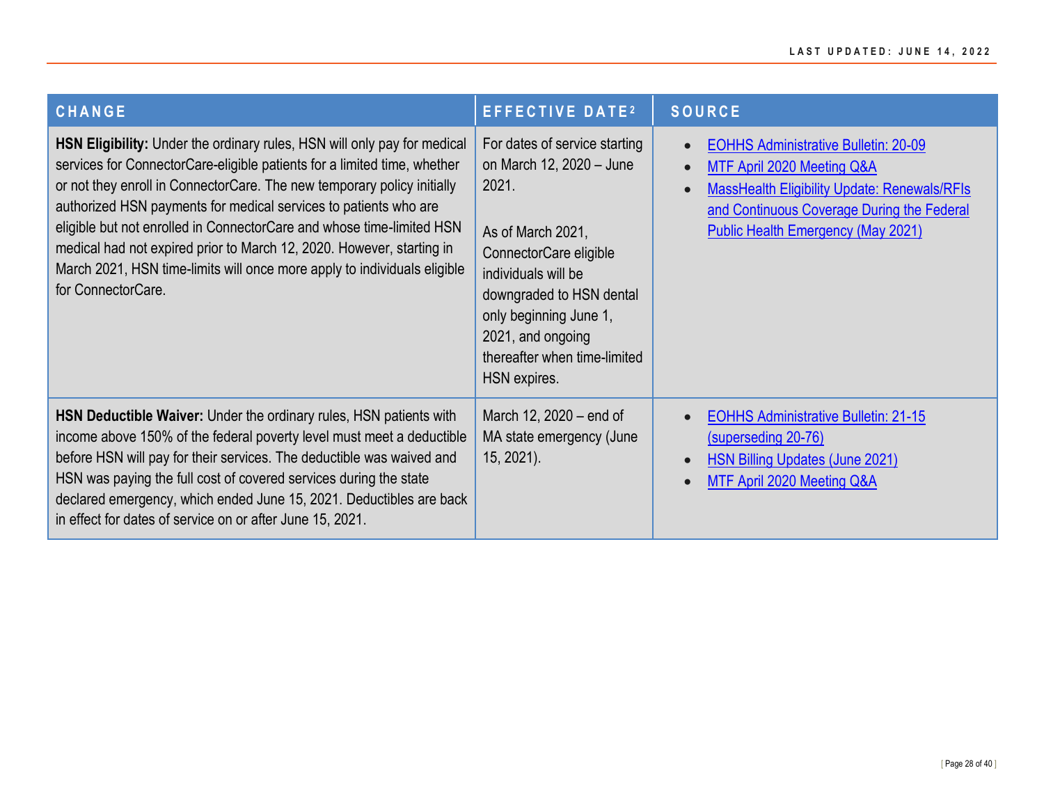| CHANGE | EFFECTIVE DATE[2] | SOURCE |
|---|---|---|
| **HSN Eligibility:** Under the ordinary rules, HSN will only pay for medical services for ConnectorCare-eligible patients for a limited time, whether or not they enroll in ConnectorCare. The new temporary policy initially authorized HSN payments for medical services to patients who are eligible but not enrolled in ConnectorCare and whose time-limited HSN medical had not expired prior to March 12, 2020. However, starting in March 2021, HSN time-limits will once more apply to individuals eligible for ConnectorCare. | For dates of service starting on March 12, 2020 – June 2021.<br><br>As of March 2021, ConnectorCare eligible individuals will be downgraded to HSN dental only beginning June 1, 2021, and ongoing thereafter when time-limited HSN expires. | • EOHHS Administrative Bulletin: 20-09<br>• MTF April 2020 Meeting Q&A<br>• MassHealth Eligibility Update: Renewals/RFIs and Continuous Coverage During the Federal Public Health Emergency (May 2021) |
| **HSN Deductible Waiver:** Under the ordinary rules, HSN patients with income above 150% of the federal poverty level must meet a deductible before HSN will pay for their services. The deductible was waived and HSN was paying the full cost of covered services during the state declared emergency, which ended June 15, 2021. Deductibles are back in effect for dates of service on or after June 15, 2021. | March 12, 2020 – end of MA state emergency (June 15, 2021). | • EOHHS Administrative Bulletin: 21-15 (superseding 20-76)<br>• HSN Billing Updates (June 2021)<br>• MTF April 2020 Meeting Q&A |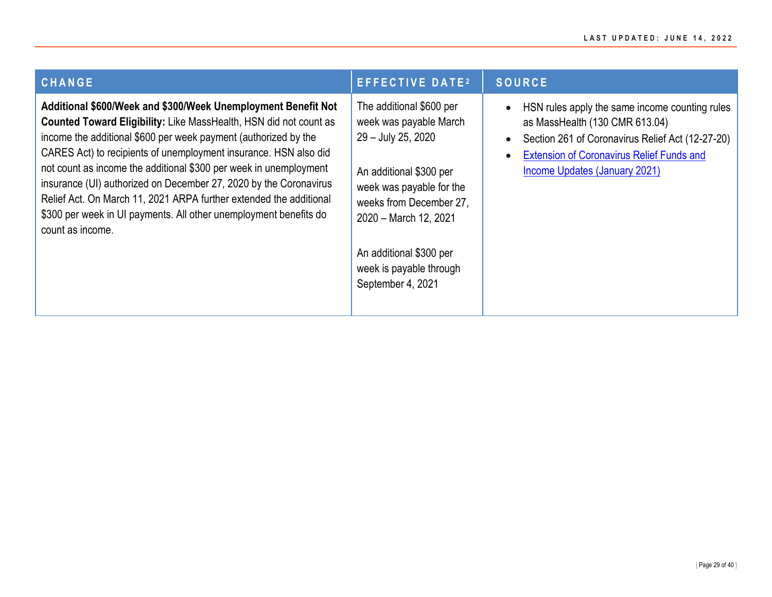| CHANGE | EFFECTIVE DATE[2] | SOURCE |
| --- | --- | --- |
| **Additional $600/Week and $300/Week Unemployment Benefit Not Counted Toward Eligibility:** Like MassHealth, HSN did not count as income the additional $600 per week payment (authorized by the CARES Act) to recipients of unemployment insurance. HSN also did not count as income the additional $300 per week in unemployment insurance (UI) authorized on December 27, 2020 by the Coronavirus Relief Act. On March 11, 2021 ARPA further extended the additional $300 per week in UI payments. All other unemployment benefits do count as income. | The additional $600 per week was payable March 29 – July 25, 2020<br><br>An additional $300 per week was payable for the weeks from December 27, 2020 – March 12, 2021<br><br>An additional $300 per week is payable through September 4, 2021 | • HSN rules apply the same income counting rules as MassHealth (130 CMR 613.04)<br>• Section 261 of Coronavirus Relief Act (12-27-20)<br>• Extension of Coronavirus Relief Funds and Income Updates (January 2021) |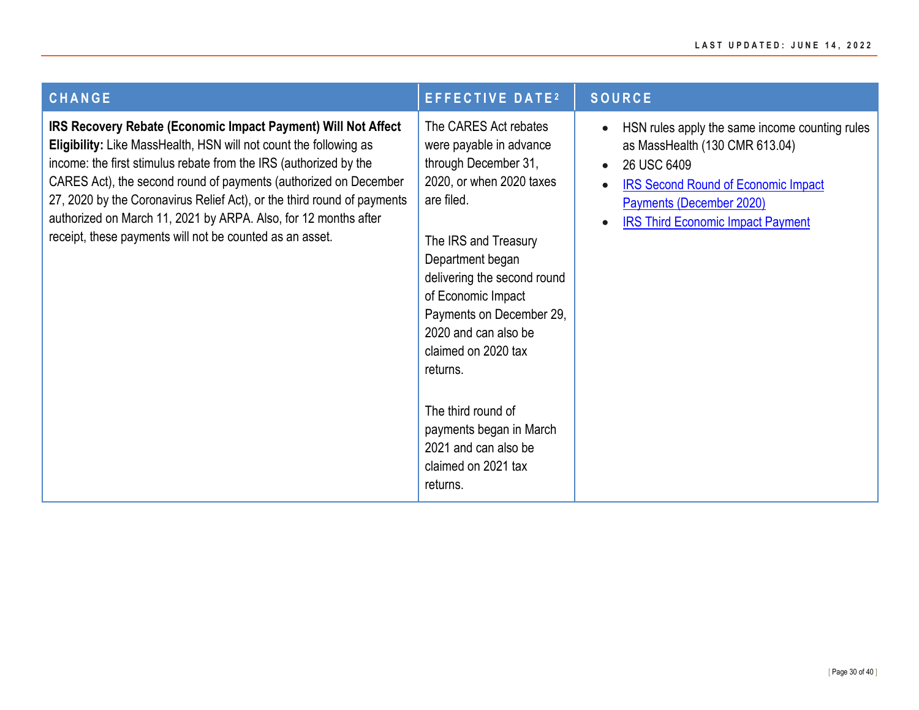| CHANGE | EFFECTIVE DATE[2] | SOURCE |
|---|---|---|
| **IRS Recovery Rebate (Economic Impact Payment) Will Not Affect Eligibility:** Like MassHealth, HSN will not count the following as income: the first stimulus rebate from the IRS (authorized by the CARES Act), the second round of payments (authorized on December 27, 2020 by the Coronavirus Relief Act), or the third round of payments authorized on March 11, 2021 by ARPA. Also, for 12 months after receipt, these payments will not be counted as an asset. | The CARES Act rebates were payable in advance through December 31, 2020, or when 2020 taxes are filed.<br><br>The IRS and Treasury Department began delivering the second round of Economic Impact Payments on December 29, 2020 and can also be claimed on 2020 tax returns.<br><br>The third round of payments began in March 2021 and can also be claimed on 2021 tax returns. | • HSN rules apply the same income counting rules as MassHealth (130 CMR 613.04)<br>• 26 USC 6409<br>• IRS Second Round of Economic Impact Payments (December 2020)<br>• IRS Third Economic Impact Payment |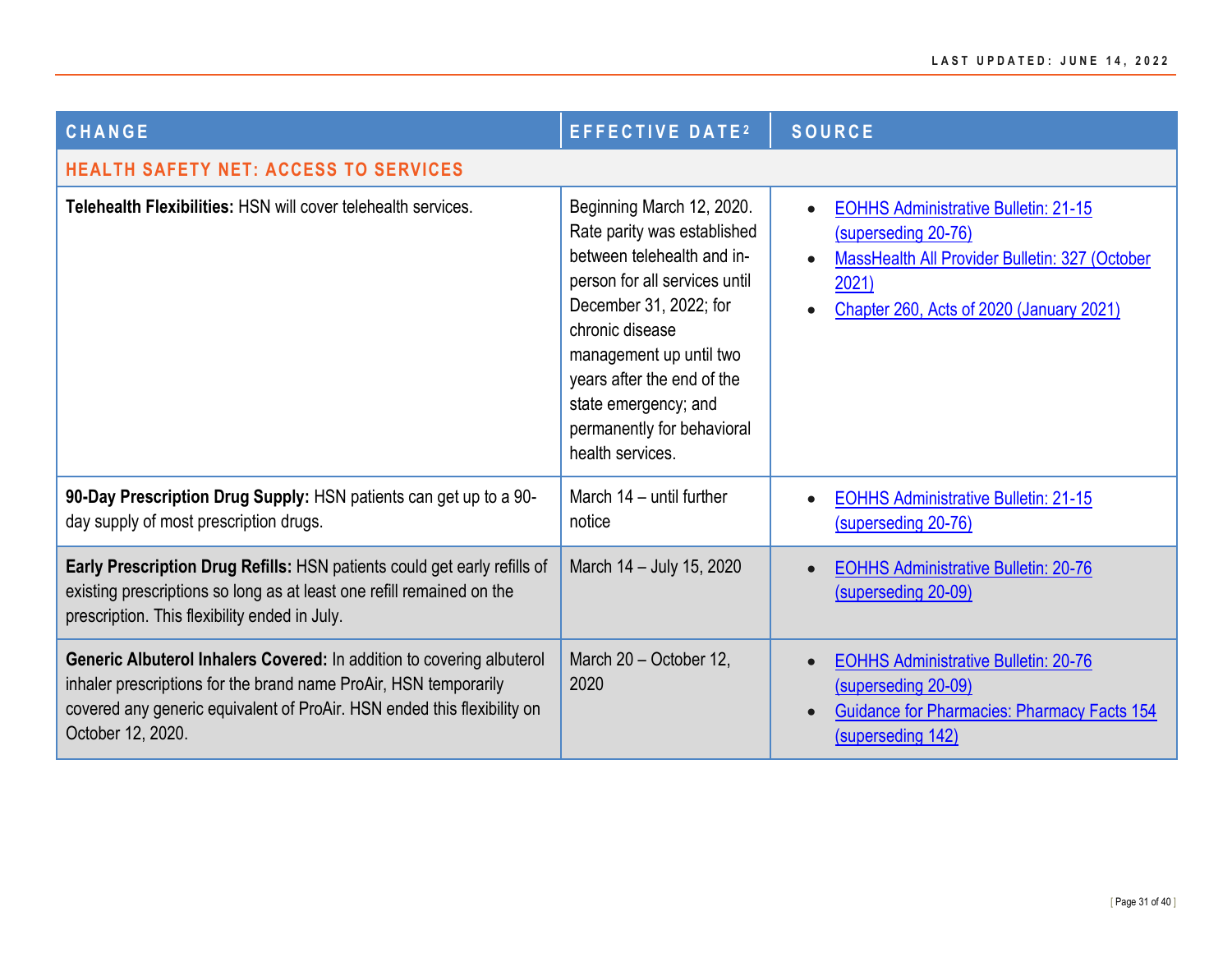| CHANGE | EFFECTIVE DATE[2] | SOURCE |
|---|---|---|
| **HEALTH SAFETY NET: ACCESS TO SERVICES** | | |
| **Telehealth Flexibilities:** HSN will cover telehealth services. | Beginning March 12, 2020. Rate parity was established between telehealth and in-person for all services until December 31, 2022; for chronic disease management up until two years after the end of the state emergency; and permanently for behavioral health services. | • EOHHS Administrative Bulletin: 21-15 (superseding 20-76)<br>• MassHealth All Provider Bulletin: 327 (October 2021)<br>• Chapter 260, Acts of 2020 (January 2021) |
| **90-Day Prescription Drug Supply:** HSN patients can get up to a 90-day supply of most prescription drugs. | March 14 – until further notice | • EOHHS Administrative Bulletin: 21-15 (superseding 20-76) |
| **Early Prescription Drug Refills:** HSN patients could get early refills of existing prescriptions so long as at least one refill remained on the prescription. This flexibility ended in July. | March 14 – July 15, 2020 | • EOHHS Administrative Bulletin: 20-76 (superseding 20-09) |
| **Generic Albuterol Inhalers Covered:** In addition to covering albuterol inhaler prescriptions for the brand name ProAir, HSN temporarily covered any generic equivalent of ProAir. HSN ended this flexibility on October 12, 2020. | March 20 – October 12, 2020 | • EOHHS Administrative Bulletin: 20-76 (superseding 20-09)<br>• Guidance for Pharmacies: Pharmacy Facts 154 (superseding 142) |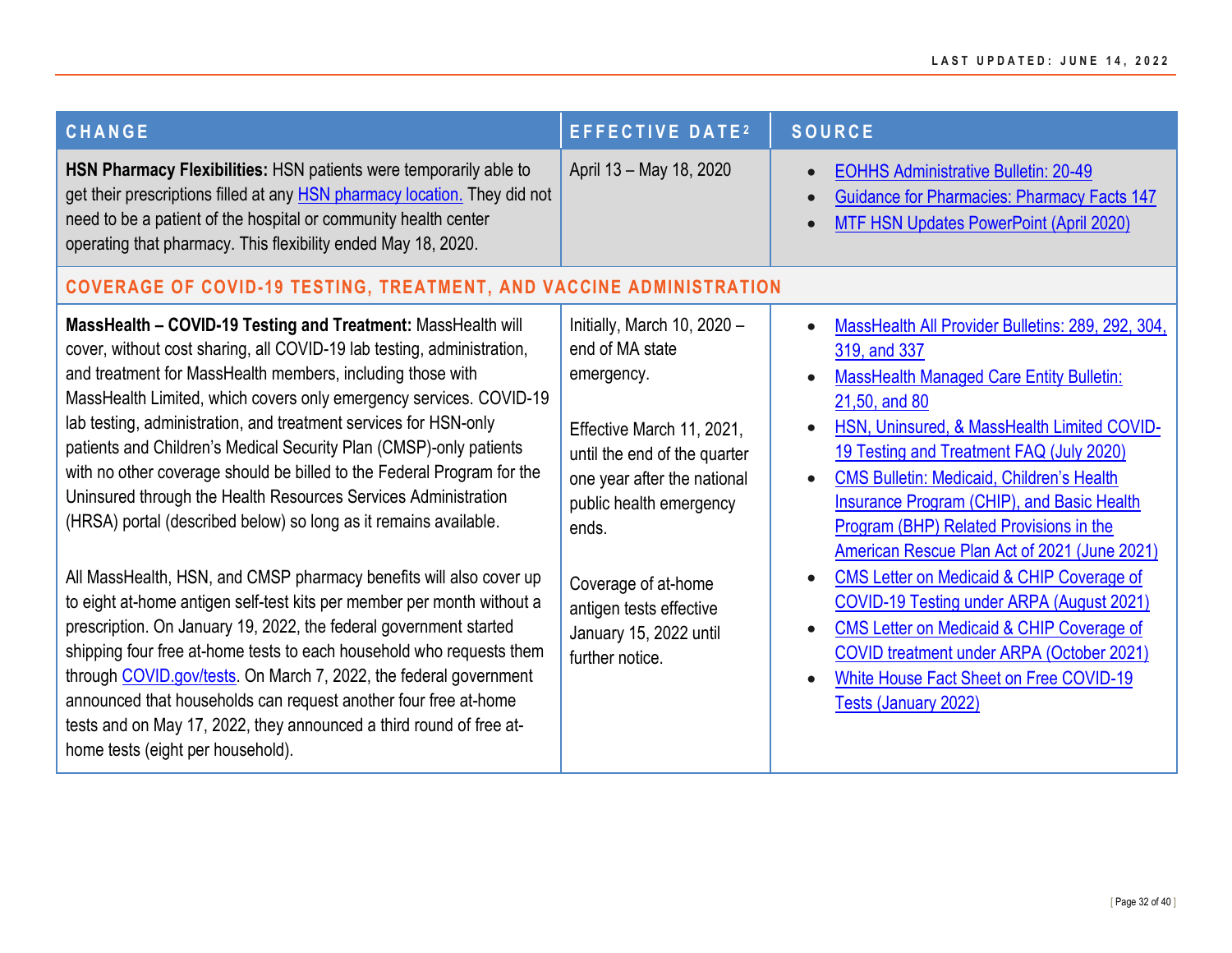| CHANGE | EFFECTIVE DATE[2] | SOURCE |
|---|---|---|
| **HSN Pharmacy Flexibilities:** HSN patients were temporarily able to get their prescriptions filled at any HSN pharmacy location. They did not need to be a patient of the hospital or community health center operating that pharmacy. This flexibility ended May 18, 2020. | April 13 – May 18, 2020 | • EOHHS Administrative Bulletin: 20-49<br>• Guidance for Pharmacies: Pharmacy Facts 147<br>• MTF HSN Updates PowerPoint (April 2020) |
| **COVERAGE OF COVID-19 TESTING, TREATMENT, AND VACCINE ADMINISTRATION** | | |
| **MassHealth – COVID-19 Testing and Treatment:** MassHealth will cover, without cost sharing, all COVID-19 lab testing, administration, and treatment for MassHealth members, including those with MassHealth Limited, which covers only emergency services. COVID-19 lab testing, administration, and treatment services for HSN-only patients and Children's Medical Security Plan (CMSP)-only patients with no other coverage should be billed to the Federal Program for the Uninsured through the Health Resources Services Administration (HRSA) portal (described below) so long as it remains available.<br><br>All MassHealth, HSN, and CMSP pharmacy benefits will also cover up to eight at-home antigen self-test kits per member per month without a prescription. On January 19, 2022, the federal government started shipping four free at-home tests to each household who requests them through COVID.gov/tests. On March 7, 2022, the federal government announced that households can request another four free at-home tests and on May 17, 2022, they announced a third round of free at-home tests (eight per household). | Initially, March 10, 2020 – end of MA state emergency.<br><br>Effective March 11, 2021, until the end of the quarter one year after the national public health emergency ends.<br><br>Coverage of at-home antigen tests effective January 15, 2022 until further notice. | • MassHealth All Provider Bulletins: 289, 292, 304, 319, and 337<br>• MassHealth Managed Care Entity Bulletin: 21,50, and 80<br>• HSN, Uninsured, & MassHealth Limited COVID-19 Testing and Treatment FAQ (July 2020)<br>• CMS Bulletin: Medicaid, Children's Health Insurance Program (CHIP), and Basic Health Program (BHP) Related Provisions in the American Rescue Plan Act of 2021 (June 2021)<br>• CMS Letter on Medicaid & CHIP Coverage of COVID-19 Testing under ARPA (August 2021)<br>• CMS Letter on Medicaid & CHIP Coverage of COVID treatment under ARPA (October 2021)<br>• White House Fact Sheet on Free COVID-19 Tests (January 2022) |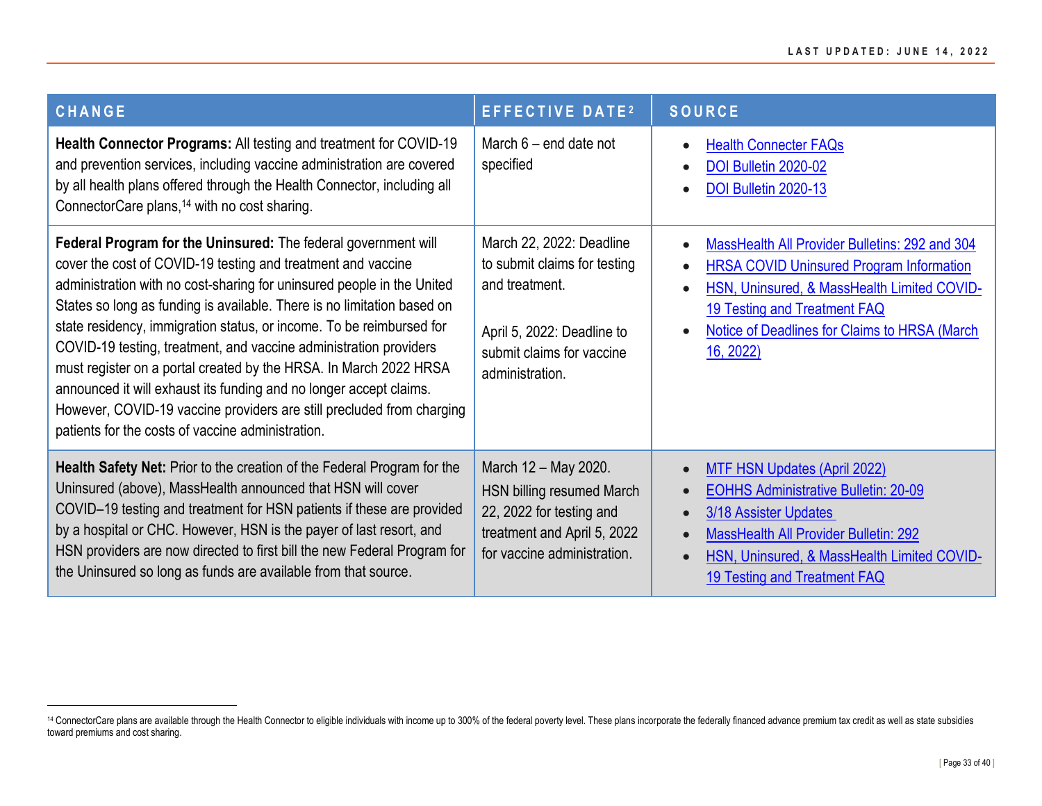| CHANGE | EFFECTIVE DATE[2] | SOURCE |
|---|---|---|
| **Health Connector Programs:** All testing and treatment for COVID-19 and prevention services, including vaccine administration are covered by all health plans offered through the Health Connector, including all ConnectorCare plans,[14] with no cost sharing. | March 6 – end date not specified | • Health Connecter FAQs<br>• DOI Bulletin 2020-02<br>• DOI Bulletin 2020-13 |
| **Federal Program for the Uninsured:** The federal government will cover the cost of COVID-19 testing and treatment and vaccine administration with no cost-sharing for uninsured people in the United States so long as funding is available. There is no limitation based on state residency, immigration status, or income. To be reimbursed for COVID-19 testing, treatment, and vaccine administration providers must register on a portal created by the HRSA. In March 2022 HRSA announced it will exhaust its funding and no longer accept claims. However, COVID-19 vaccine providers are still precluded from charging patients for the costs of vaccine administration. | March 22, 2022: Deadline to submit claims for testing and treatment.<br><br>April 5, 2022: Deadline to submit claims for vaccine administration. | • MassHealth All Provider Bulletins: 292 and 304<br>• HRSA COVID Uninsured Program Information<br>• HSN, Uninsured, & MassHealth Limited COVID-19 Testing and Treatment FAQ<br>• Notice of Deadlines for Claims to HRSA (March 16, 2022) |
| **Health Safety Net:** Prior to the creation of the Federal Program for the Uninsured (above), MassHealth announced that HSN will cover COVID–19 testing and treatment for HSN patients if these are provided by a hospital or CHC. However, HSN is the payer of last resort, and HSN providers are now directed to first bill the new Federal Program for the Uninsured so long as funds are available from that source. | March 12 – May 2020. HSN billing resumed March 22, 2022 for testing and treatment and April 5, 2022 for vaccine administration. | • MTF HSN Updates (April 2022)<br>• EOHHS Administrative Bulletin: 20-09<br>• 3/18 Assister Updates<br>• MassHealth All Provider Bulletin: 292<br>• HSN, Uninsured, & MassHealth Limited COVID-19 Testing and Treatment FAQ |

[14] ConnectorCare plans are available through the Health Connector to eligible individuals with income up to 300% of the federal poverty level. These plans incorporate the federally financed advance premium tax credit as well as state subsidies toward premiums and cost sharing.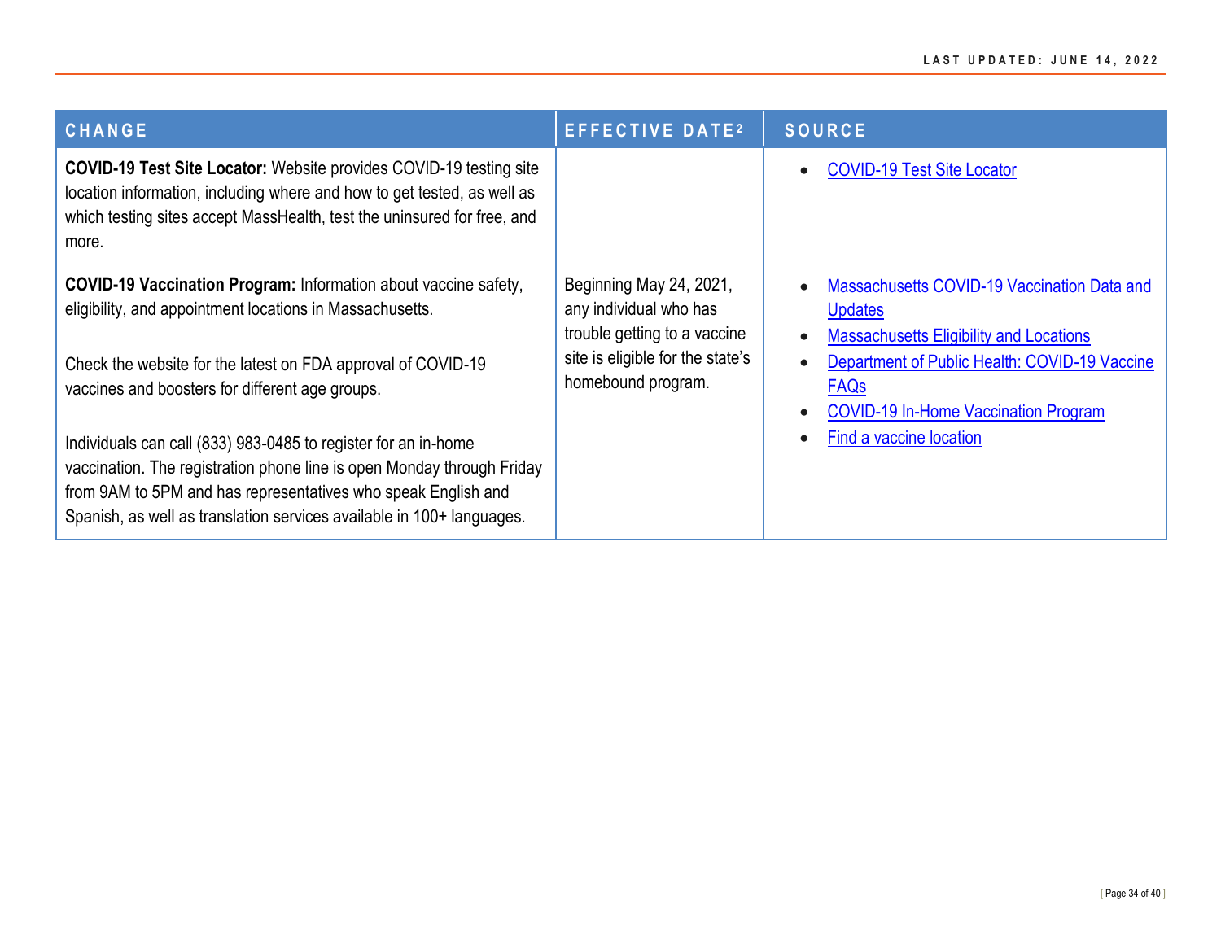| CHANGE | EFFECTIVE DATE[2] | SOURCE |
|---|---|---|
| **COVID-19 Test Site Locator:** Website provides COVID-19 testing site location information, including where and how to get tested, as well as which testing sites accept MassHealth, test the uninsured for free, and more. | | • COVID-19 Test Site Locator |
| **COVID-19 Vaccination Program:** Information about vaccine safety, eligibility, and appointment locations in Massachusetts.<br><br>Check the website for the latest on FDA approval of COVID-19 vaccines and boosters for different age groups.<br><br>Individuals can call (833) 983-0485 to register for an in-home vaccination. The registration phone line is open Monday through Friday from 9AM to 5PM and has representatives who speak English and Spanish, as well as translation services available in 100+ languages. | Beginning May 24, 2021, any individual who has trouble getting to a vaccine site is eligible for the state's homebound program. | • Massachusetts COVID-19 Vaccination Data and Updates<br>• Massachusetts Eligibility and Locations<br>• Department of Public Health: COVID-19 Vaccine FAQs<br>• COVID-19 In-Home Vaccination Program<br>• Find a vaccine location |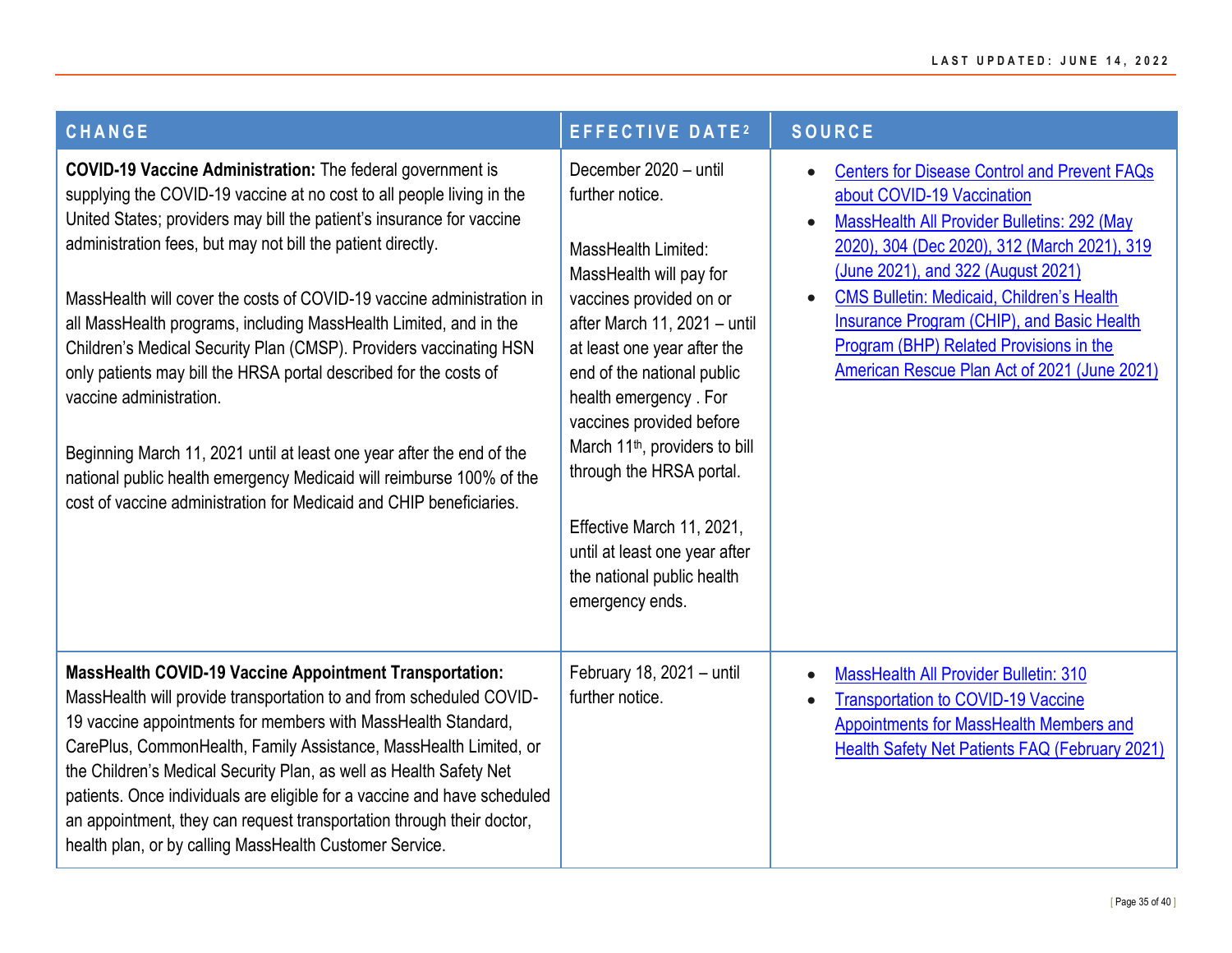| CHANGE | EFFECTIVE DATE[2] | SOURCE |
|---|---|---|
| **COVID-19 Vaccine Administration:** The federal government is supplying the COVID-19 vaccine at no cost to all people living in the United States; providers may bill the patient's insurance for vaccine administration fees, but may not bill the patient directly.<br><br>MassHealth will cover the costs of COVID-19 vaccine administration in all MassHealth programs, including MassHealth Limited, and in the Children's Medical Security Plan (CMSP). Providers vaccinating HSN only patients may bill the HRSA portal described for the costs of vaccine administration.<br><br>Beginning March 11, 2021 until at least one year after the end of the national public health emergency Medicaid will reimburse 100% of the cost of vaccine administration for Medicaid and CHIP beneficiaries. | December 2020 – until further notice.<br><br>MassHealth Limited: MassHealth will pay for vaccines provided on or after March 11, 2021 – until at least one year after the end of the national public health emergency . For vaccines provided before March 11th, providers to bill through the HRSA portal.<br><br>Effective March 11, 2021, until at least one year after the national public health emergency ends. | • Centers for Disease Control and Prevent FAQs about COVID-19 Vaccination<br>• MassHealth All Provider Bulletins: 292 (May 2020), 304 (Dec 2020), 312 (March 2021), 319 (June 2021), and 322 (August 2021)<br>• CMS Bulletin: Medicaid, Children's Health Insurance Program (CHIP), and Basic Health Program (BHP) Related Provisions in the American Rescue Plan Act of 2021 (June 2021) |
| **MassHealth COVID-19 Vaccine Appointment Transportation:** MassHealth will provide transportation to and from scheduled COVID-19 vaccine appointments for members with MassHealth Standard, CarePlus, CommonHealth, Family Assistance, MassHealth Limited, or the Children's Medical Security Plan, as well as Health Safety Net patients. Once individuals are eligible for a vaccine and have scheduled an appointment, they can request transportation through their doctor, health plan, or by calling MassHealth Customer Service. | February 18, 2021 – until further notice. | • MassHealth All Provider Bulletin: 310<br>• Transportation to COVID-19 Vaccine Appointments for MassHealth Members and Health Safety Net Patients FAQ (February 2021) |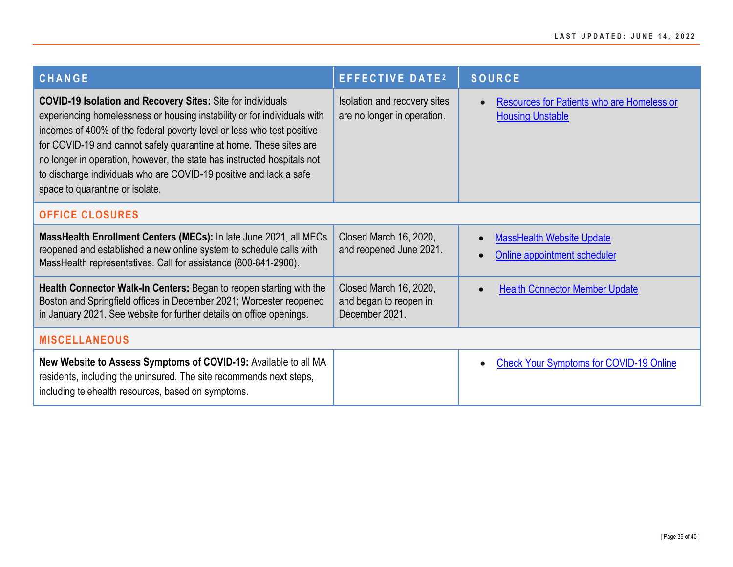| CHANGE | EFFECTIVE DATE[2] | SOURCE |
|---|---|---|
| **COVID-19 Isolation and Recovery Sites:** Site for individuals experiencing homelessness or housing instability or for individuals with incomes of 400% of the federal poverty level or less who test positive for COVID-19 and cannot safely quarantine at home. These sites are no longer in operation, however, the state has instructed hospitals not to discharge individuals who are COVID-19 positive and lack a safe space to quarantine or isolate. | Isolation and recovery sites are no longer in operation. | • Resources for Patients who are Homeless or Housing Unstable |
| **OFFICE CLOSURES** | | |
| **MassHealth Enrollment Centers (MECs):** In late June 2021, all MECs reopened and established a new online system to schedule calls with MassHealth representatives. Call for assistance (800-841-2900). | Closed March 16, 2020, and reopened June 2021. | • MassHealth Website Update<br>• Online appointment scheduler |
| **Health Connector Walk-In Centers:** Began to reopen starting with the Boston and Springfield offices in December 2021; Worcester reopened in January 2021. See website for further details on office openings. | Closed March 16, 2020, and began to reopen in December 2021. | • Health Connector Member Update |
| **MISCELLANEOUS** | | |
| **New Website to Assess Symptoms of COVID-19:** Available to all MA residents, including the uninsured. The site recommends next steps, including telehealth resources, based on symptoms. | | • Check Your Symptoms for COVID-19 Online |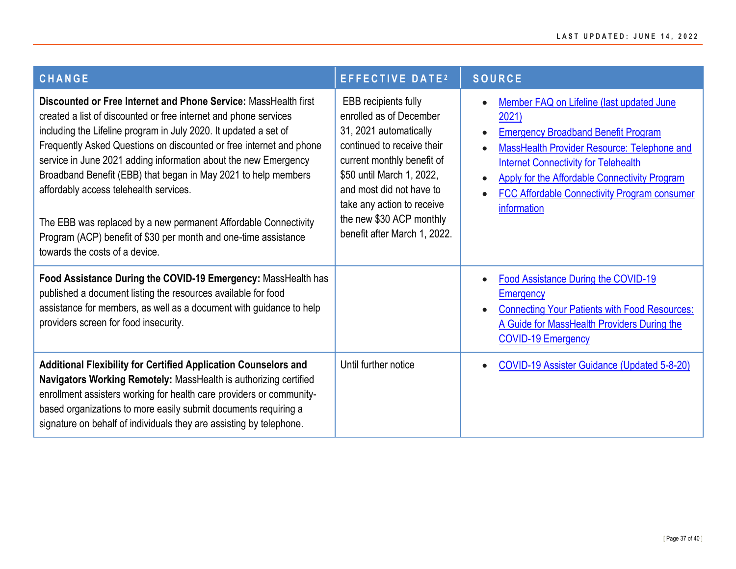| CHANGE | EFFECTIVE DATE[2] | SOURCE |
|---|---|---|
| **Discounted or Free Internet and Phone Service:** MassHealth first created a list of discounted or free internet and phone services including the Lifeline program in July 2020. It updated a set of Frequently Asked Questions on discounted or free internet and phone service in June 2021 adding information about the new Emergency Broadband Benefit (EBB) that began in May 2021 to help members affordably access telehealth services.<br><br>The EBB was replaced by a new permanent Affordable Connectivity Program (ACP) benefit of $30 per month and one-time assistance towards the costs of a device. | EBB recipients fully enrolled as of December 31, 2021 automatically continued to receive their current monthly benefit of $50 until March 1, 2022, and most did not have to take any action to receive the new $30 ACP monthly benefit after March 1, 2022. | • Member FAQ on Lifeline (last updated June 2021)<br>• Emergency Broadband Benefit Program<br>• MassHealth Provider Resource: Telephone and Internet Connectivity for Telehealth<br>• Apply for the Affordable Connectivity Program<br>• FCC Affordable Connectivity Program consumer information |
| **Food Assistance During the COVID-19 Emergency:** MassHealth has published a document listing the resources available for food assistance for members, as well as a document with guidance to help providers screen for food insecurity. | | • Food Assistance During the COVID-19 Emergency<br>• Connecting Your Patients with Food Resources: A Guide for MassHealth Providers During the COVID-19 Emergency |
| **Additional Flexibility for Certified Application Counselors and Navigators Working Remotely:** MassHealth is authorizing certified enrollment assisters working for health care providers or community-based organizations to more easily submit documents requiring a signature on behalf of individuals they are assisting by telephone. | Until further notice | • COVID-19 Assister Guidance (Updated 5-8-20) |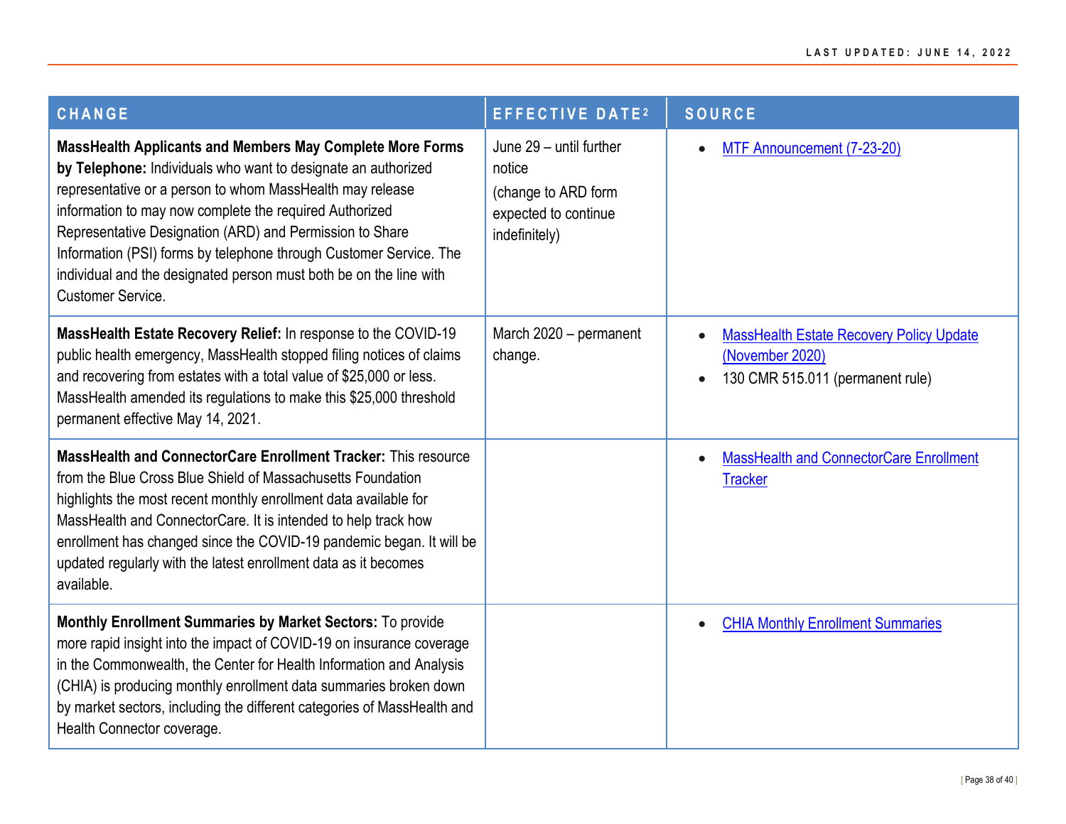| CHANGE | EFFECTIVE DATE[2] | SOURCE |
|---|---|---|
| **MassHealth Applicants and Members May Complete More Forms by Telephone:** Individuals who want to designate an authorized representative or a person to whom MassHealth may release information to may now complete the required Authorized Representative Designation (ARD) and Permission to Share Information (PSI) forms by telephone through Customer Service. The individual and the designated person must both be on the line with Customer Service. | June 29 – until further notice (change to ARD form expected to continue indefinitely) | • MTF Announcement (7-23-20) |
| **MassHealth Estate Recovery Relief:** In response to the COVID-19 public health emergency, MassHealth stopped filing notices of claims and recovering from estates with a total value of $25,000 or less. MassHealth amended its regulations to make this $25,000 threshold permanent effective May 14, 2021. | March 2020 – permanent change. | • MassHealth Estate Recovery Policy Update (November 2020)<br>• 130 CMR 515.011 (permanent rule) |
| **MassHealth and ConnectorCare Enrollment Tracker:** This resource from the Blue Cross Blue Shield of Massachusetts Foundation highlights the most recent monthly enrollment data available for MassHealth and ConnectorCare. It is intended to help track how enrollment has changed since the COVID-19 pandemic began. It will be updated regularly with the latest enrollment data as it becomes available. | | • MassHealth and ConnectorCare Enrollment Tracker |
| **Monthly Enrollment Summaries by Market Sectors:** To provide more rapid insight into the impact of COVID-19 on insurance coverage in the Commonwealth, the Center for Health Information and Analysis (CHIA) is producing monthly enrollment data summaries broken down by market sectors, including the different categories of MassHealth and Health Connector coverage. | | • CHIA Monthly Enrollment Summaries |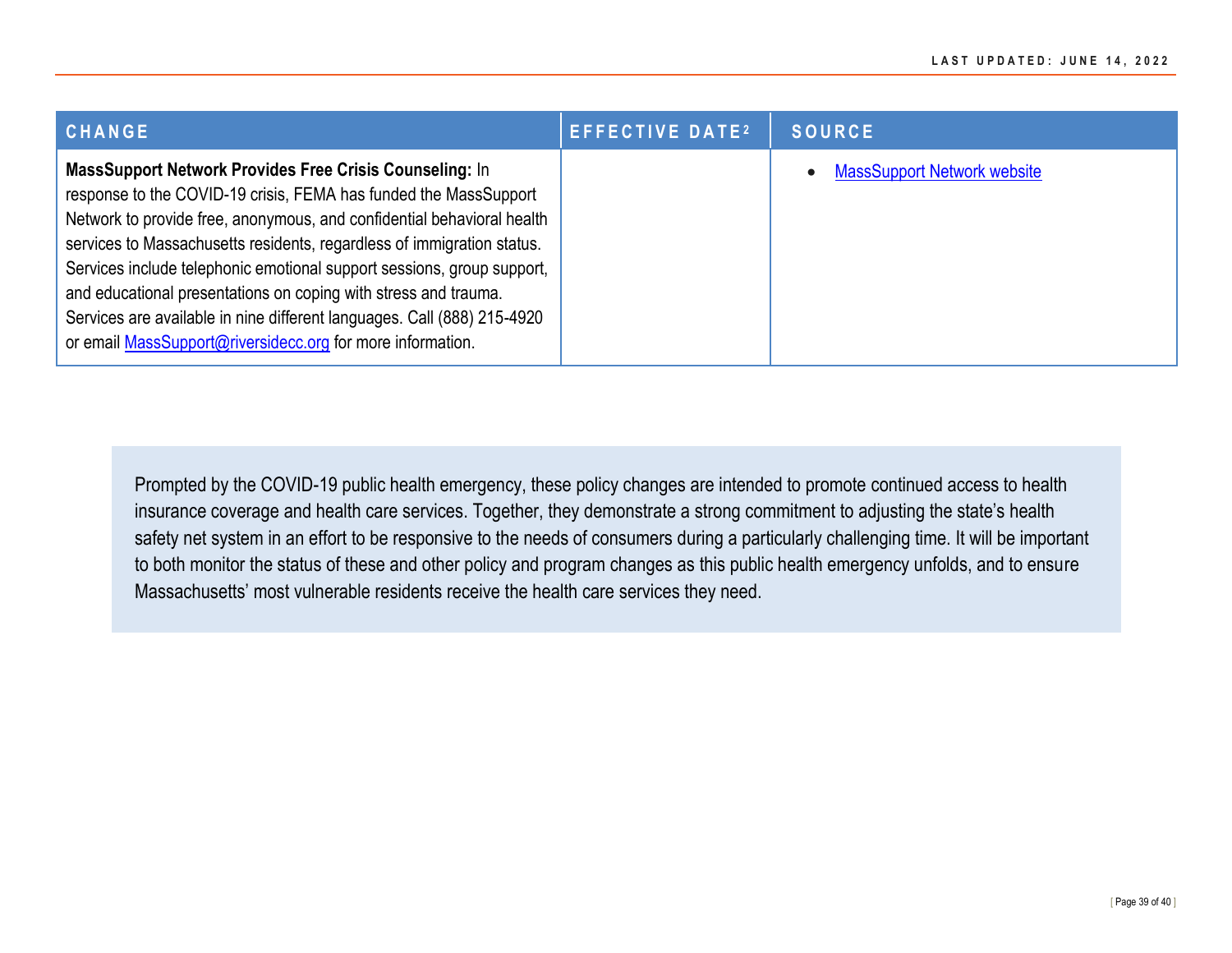| CHANGE | EFFECTIVE DATE[2] | SOURCE |
|---|---|---|
| **MassSupport Network Provides Free Crisis Counseling:** In response to the COVID-19 crisis, FEMA has funded the MassSupport Network to provide free, anonymous, and confidential behavioral health services to Massachusetts residents, regardless of immigration status. Services include telephonic emotional support sessions, group support, and educational presentations on coping with stress and trauma. Services are available in nine different languages. Call (888) 215-4920 or email MassSupport@riversidecc.org for more information. | | • MassSupport Network website |

Prompted by the COVID-19 public health emergency, these policy changes are intended to promote continued access to health insurance coverage and health care services. Together, they demonstrate a strong commitment to adjusting the state's health safety net system in an effort to be responsive to the needs of consumers during a particularly challenging time. It will be important to both monitor the status of these and other policy and program changes as this public health emergency unfolds, and to ensure Massachusetts' most vulnerable residents receive the health care services they need.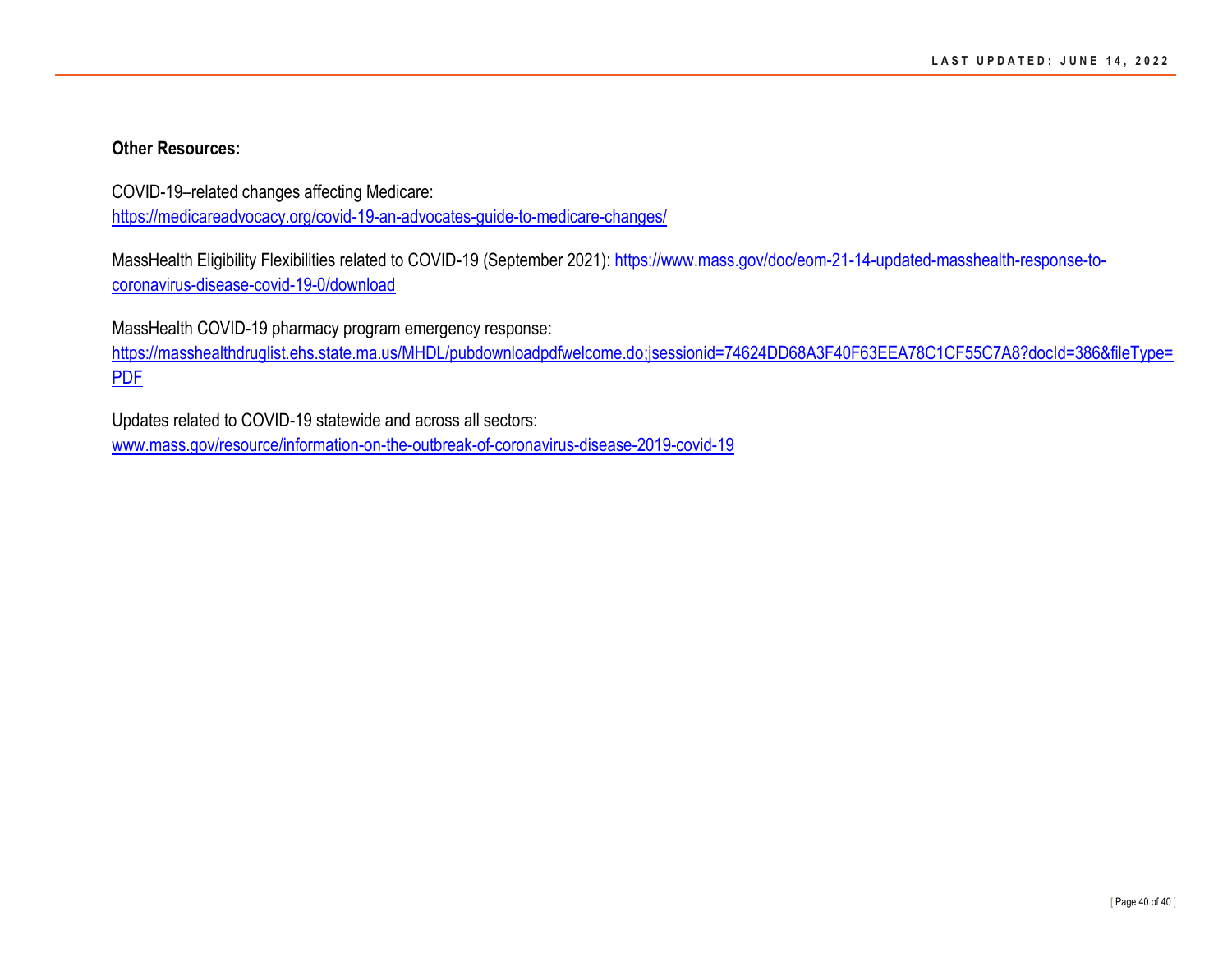**Other Resources:**

COVID-19–related changes affecting Medicare:
https://medicareadvocacy.org/covid-19-an-advocates-guide-to-medicare-changes/

MassHealth Eligibility Flexibilities related to COVID-19 (September 2021): https://www.mass.gov/doc/eom-21-14-updated-masshealth-response-to-coronavirus-disease-covid-19-0/download

MassHealth COVID-19 pharmacy program emergency response:
https://masshealthdruglist.ehs.state.ma.us/MHDL/pubdownloadpdfwelcome.do;jsessionid=74624DD68A3F40F63EEA78C1CF55C7A8?docId=386&fileType=PDF

Updates related to COVID-19 statewide and across all sectors:
www.mass.gov/resource/information-on-the-outbreak-of-coronavirus-disease-2019-covid-19